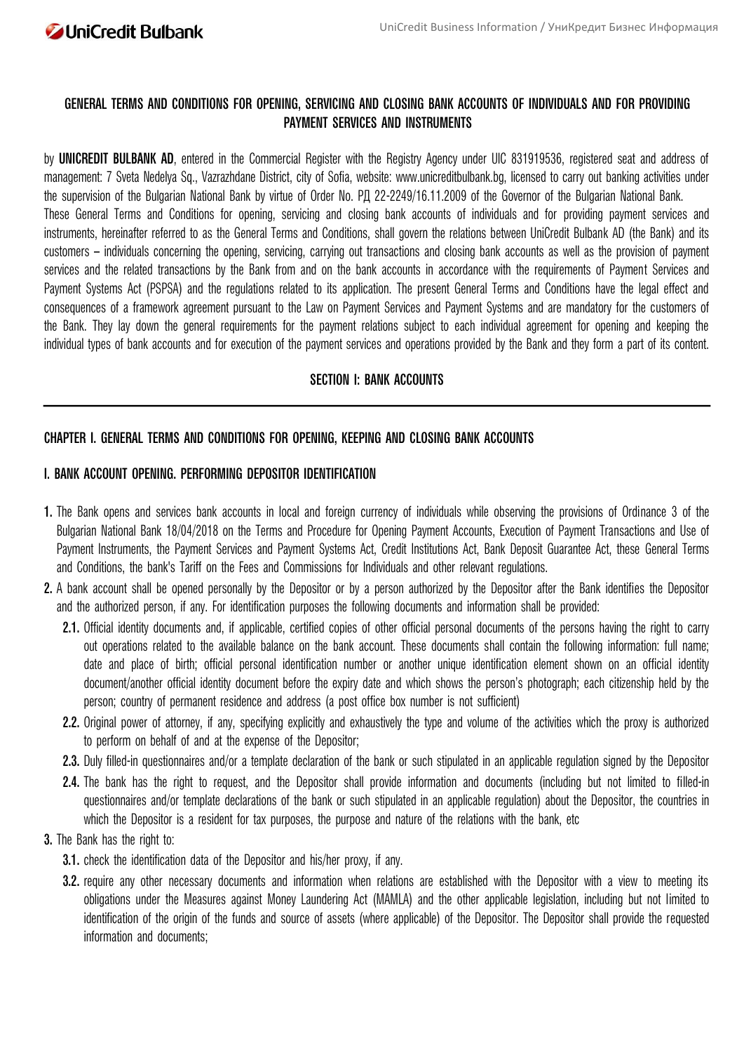# GENERAL TERMS AND CONDITIONS FOR OPENING, SERVICING AND CLOSING BANK ACCOUNTS OF INDIVIDUALS AND FOR PROVIDING PAYMENT SERVICES AND INSTRUMENTS

by **UNICREDIT BULBANK AD**, entered in the Commercial Register with the Registry Agency under UIC 831919536, registered seat and address of management: 7 Sveta Nedelya Sq., Vazrazhdane District, city of Sofia, website: www.unicreditbulbank.bg, licensed to carry out banking activities under the supervision of the Bulgarian National Bank by virtue of Order No. РД 22-2249/16.11.2009 of the Governor of the Bulgarian National Bank.

These General Terms and Conditions for opening, servicing and closing bank accounts of individuals and for providing payment services and instruments, hereinafter referred to as the General Terms and Conditions, shall govern the relations between UniCredit Bulbank AD (the Bank) and its customers – individuals concerning the opening, servicing, carrying out transactions and closing bank accounts as well as the provision of payment services and the related transactions by the Bank from and on the bank accounts in accordance with the requirements of Payment Services and Payment Systems Act (PSPSA) and the regulations related to its application. The present General Terms and Conditions have the legal effect and consequences of a framework agreement pursuant to the Law on Payment Services and Payment Systems and are mandatory for the customers of the Bank. They lay down the general requirements for the payment relations subject to each individual agreement for opening and keeping the individual types of bank accounts and for execution of the payment services and operations provided by the Bank and they form a part of its content.

## SECTION I: BANK ACCOUNTS

---

### CHAPTER I. GENERAL TERMS AND CONDITIONS FOR OPENING, KEEPING AND CLOSING BANK ACCOUNTS

#### I. BANK ACCOUNT OPENING. PERFORMING DEPOSITOR IDENTIFICATION

**1.** The Bank opens and services bank accounts in local and foreign currency of individuals while observing the provisions of Ordinance 3 of the Bulgarian National Bank 18/04/2018 on the Terms and Procedure for Opening Payment Accounts, Execution of Payment Transactions and Use of Payment Instruments, the Payment Services and Payment Systems Act, Credit Institutions Act, Bank Deposit Guarantee Act, these General Terms and Conditions, the bank's Tariff on the Fees and Commissions for Individuals and other relevant regulations.

**2.** A bank account shall be opened personally by the Depositor or by a person authorized by the Depositor after the Bank identifies the Depositor and the authorized person, if any. For identification purposes the following documents and information shall be provided:

- **2.1.** Official identity documents and, if applicable, certified copies of other official personal documents of the persons having the right to carry out operations related to the available balance on the bank account. These documents shall contain the following information: full name; date and place of birth; official personal identification number or another unique identification element shown on an official identity document/another official identity document before the expiry date and which shows the person's photograph; each citizenship held by the person; country of permanent residence and address (a post office box number is not sufficient)
- **2.2.** Original power of attorney, if any, specifying explicitly and exhaustively the type and volume of the activities which the proxy is authorized to perform on behalf of and at the expense of the Depositor;
- **2.3.** Duly filled-in questionnaires and/or a template declaration of the bank or such stipulated in an applicable regulation signed by the Depositor
- **2.4.** The bank has the right to request, and the Depositor shall provide information and documents (including but not limited to filled-in questionnaires and/or template declarations of the bank or such stipulated in an applicable regulation) about the Depositor, the countries in which the Depositor is a resident for tax purposes, the purpose and nature of the relations with the bank, etc

**3.** The Bank has the right to:

- **3.1.** check the identification data of the Depositor and his/her proxy, if any.
- **3.2.** require any other necessary documents and information when relations are established with the Depositor with a view to meeting its obligations under the Measures against Money Laundering Act (MAMLA) and the other applicable legislation, including but not limited to identification of the origin of the funds and source of assets (where applicable) of the Depositor. The Depositor shall provide the requested information and documents;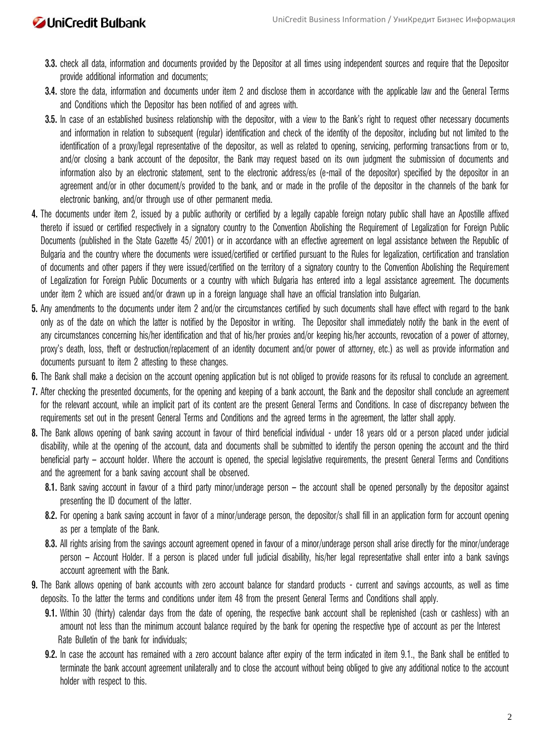**3.3.** check all data, information and documents provided by the Depositor at all times using independent sources and require that the Depositor provide additional information and documents;

**3.4.** store the data, information and documents under item 2 and disclose them in accordance with the applicable law and the General Terms and Conditions which the Depositor has been notified of and agrees with.

**3.5.** In case of an established business relationship with the depositor, with a view to the Bank's right to request other necessary documents and information in relation to subsequent (regular) identification and check of the identity of the depositor, including but not limited to the identification of a proxy/legal representative of the depositor, as well as related to opening, servicing, performing transactions from or to, and/or closing a bank account of the depositor, the Bank may request based on its own judgment the submission of documents and information also by an electronic statement, sent to the electronic address/es (e-mail of the depositor) specified by the depositor in an agreement and/or in other document/s provided to the bank, and or made in the profile of the depositor in the channels of the bank for electronic banking, and/or through use of other permanent media.

**4.** The documents under item 2, issued by a public authority or certified by a legally capable foreign notary public shall have an Apostille affixed thereto if issued or certified respectively in a signatory country to the Convention Abolishing the Requirement of Legalization for Foreign Public Documents (published in the State Gazette 45/ 2001) or in accordance with an effective agreement on legal assistance between the Republic of Bulgaria and the country where the documents were issued/certified or certified pursuant to the Rules for legalization, certification and translation of documents and other papers if they were issued/certified on the territory of a signatory country to the Convention Abolishing the Requirement of Legalization for Foreign Public Documents or a country with which Bulgaria has entered into a legal assistance agreement. The documents under item 2 which are issued and/or drawn up in a foreign language shall have an official translation into Bulgarian.

**5.** Any amendments to the documents under item 2 and/or the circumstances certified by such documents shall have effect with regard to the bank only as of the date on which the latter is notified by the Depositor in writing. The Depositor shall immediately notify the bank in the event of any circumstances concerning his/her identification and that of his/her proxies and/or keeping his/her accounts, revocation of a power of attorney, proxy's death, loss, theft or destruction/replacement of an identity document and/or power of attorney, etc.) as well as provide information and documents pursuant to item 2 attesting to these changes.

**6.** The Bank shall make a decision on the account opening application but is not obliged to provide reasons for its refusal to conclude an agreement.

**7.** After checking the presented documents, for the opening and keeping of a bank account, the Bank and the depositor shall conclude an agreement for the relevant account, while an implicit part of its content are the present General Terms and Conditions. In case of discrepancy between the requirements set out in the present General Terms and Conditions and the agreed terms in the agreement, the latter shall apply.

**8.** The Bank allows opening of bank saving account in favour of third beneficial individual - under 18 years old or a person placed under judicial disability, while at the opening of the account, data and documents shall be submitted to identify the person opening the account and the third beneficial party – account holder. Where the account is opened, the special legislative requirements, the present General Terms and Conditions and the agreement for a bank saving account shall be observed.

**8.1.** Bank saving account in favour of a third party minor/underage person – the account shall be opened personally by the depositor against presenting the ID document of the latter.

**8.2.** For opening a bank saving account in favor of a minor/underage person, the depositor/s shall fill in an application form for account opening as per a template of the Bank.

**8.3.** All rights arising from the savings account agreement opened in favour of a minor/underage person shall arise directly for the minor/underage person – Account Holder. If a person is placed under full judicial disability, his/her legal representative shall enter into a bank savings account agreement with the Bank.

**9.** The Bank allows opening of bank accounts with zero account balance for standard products - current and savings accounts, as well as time deposits. To the latter the terms and conditions under item 48 from the present General Terms and Conditions shall apply.

**9.1.** Within 30 (thirty) calendar days from the date of opening, the respective bank account shall be replenished (cash or cashless) with an amount not less than the minimum account balance required by the bank for opening the respective type of account as per the Interest Rate Bulletin of the bank for individuals;

**9.2.** In case the account has remained with a zero account balance after expiry of the term indicated in item 9.1., the Bank shall be entitled to terminate the bank account agreement unilaterally and to close the account without being obliged to give any additional notice to the account holder with respect to this.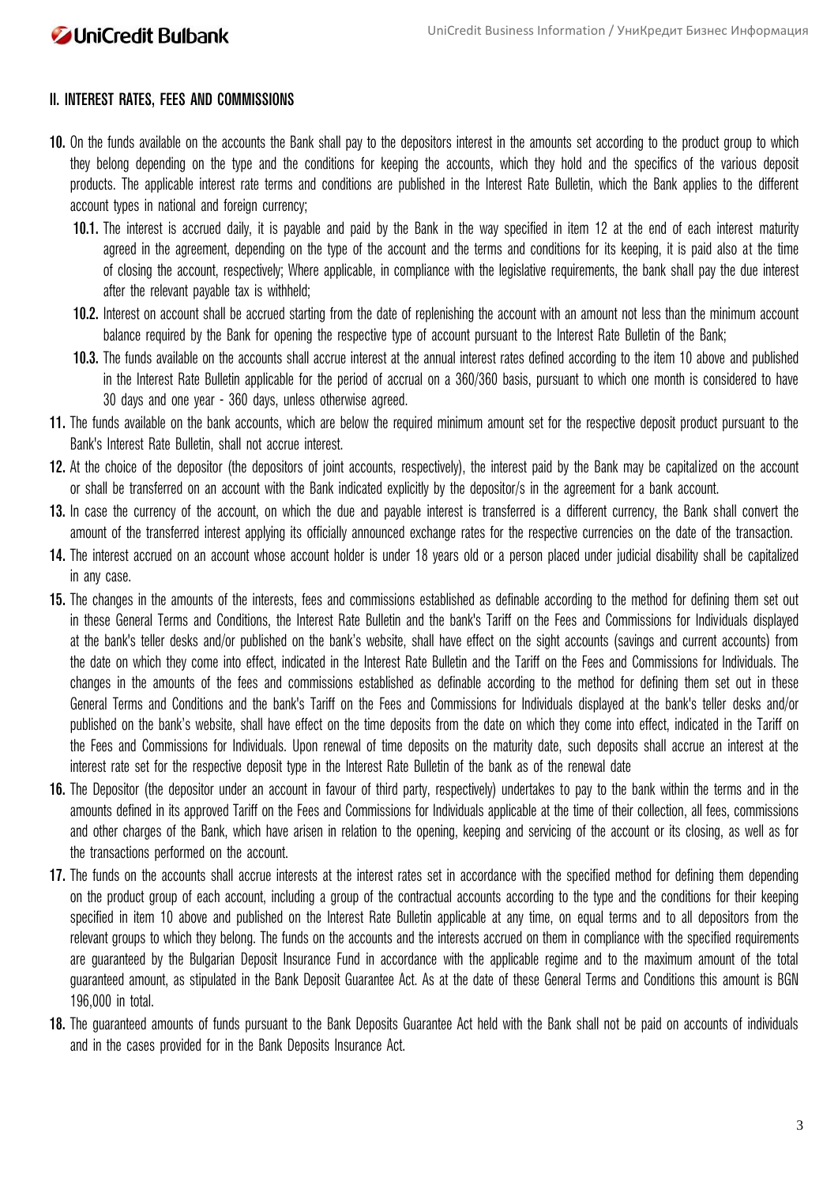## II. INTEREST RATES, FEES AND COMMISSIONS

**10.** On the funds available on the accounts the Bank shall pay to the depositors interest in the amounts set according to the product group to which they belong depending on the type and the conditions for keeping the accounts, which they hold and the specifics of the various deposit products. The applicable interest rate terms and conditions are published in the Interest Rate Bulletin, which the Bank applies to the different account types in national and foreign currency;

- **10.1.** The interest is accrued daily, it is payable and paid by the Bank in the way specified in item 12 at the end of each interest maturity agreed in the agreement, depending on the type of the account and the terms and conditions for its keeping, it is paid also at the time of closing the account, respectively; Where applicable, in compliance with the legislative requirements, the bank shall pay the due interest after the relevant payable tax is withheld;
- **10.2.** Interest on account shall be accrued starting from the date of replenishing the account with an amount not less than the minimum account balance required by the Bank for opening the respective type of account pursuant to the Interest Rate Bulletin of the Bank;
- **10.3.** The funds available on the accounts shall accrue interest at the annual interest rates defined according to the item 10 above and published in the Interest Rate Bulletin applicable for the period of accrual on a 360/360 basis, pursuant to which one month is considered to have 30 days and one year - 360 days, unless otherwise agreed.

**11.** The funds available on the bank accounts, which are below the required minimum amount set for the respective deposit product pursuant to the Bank's Interest Rate Bulletin, shall not accrue interest.

**12.** At the choice of the depositor (the depositors of joint accounts, respectively), the interest paid by the Bank may be capitalized on the account or shall be transferred on an account with the Bank indicated explicitly by the depositor/s in the agreement for a bank account.

**13.** In case the currency of the account, on which the due and payable interest is transferred is a different currency, the Bank shall convert the amount of the transferred interest applying its officially announced exchange rates for the respective currencies on the date of the transaction.

**14.** The interest accrued on an account whose account holder is under 18 years old or a person placed under judicial disability shall be capitalized in any case.

**15.** The changes in the amounts of the interests, fees and commissions established as definable according to the method for defining them set out in these General Terms and Conditions, the Interest Rate Bulletin and the bank's Tariff on the Fees and Commissions for Individuals displayed at the bank's teller desks and/or published on the bank's website, shall have effect on the sight accounts (savings and current accounts) from the date on which they come into effect, indicated in the Interest Rate Bulletin and the Tariff on the Fees and Commissions for Individuals. The changes in the amounts of the fees and commissions established as definable according to the method for defining them set out in these General Terms and Conditions and the bank's Tariff on the Fees and Commissions for Individuals displayed at the bank's teller desks and/or published on the bank's website, shall have effect on the time deposits from the date on which they come into effect, indicated in the Tariff on the Fees and Commissions for Individuals. Upon renewal of time deposits on the maturity date, such deposits shall accrue an interest at the interest rate set for the respective deposit type in the Interest Rate Bulletin of the bank as of the renewal date

**16.** The Depositor (the depositor under an account in favour of third party, respectively) undertakes to pay to the bank within the terms and in the amounts defined in its approved Tariff on the Fees and Commissions for Individuals applicable at the time of their collection, all fees, commissions and other charges of the Bank, which have arisen in relation to the opening, keeping and servicing of the account or its closing, as well as for the transactions performed on the account.

**17.** The funds on the accounts shall accrue interests at the interest rates set in accordance with the specified method for defining them depending on the product group of each account, including a group of the contractual accounts according to the type and the conditions for their keeping specified in item 10 above and published on the Interest Rate Bulletin applicable at any time, on equal terms and to all depositors from the relevant groups to which they belong. The funds on the accounts and the interests accrued on them in compliance with the specified requirements are guaranteed by the Bulgarian Deposit Insurance Fund in accordance with the applicable regime and to the maximum amount of the total guaranteed amount, as stipulated in the Bank Deposit Guarantee Act. As at the date of these General Terms and Conditions this amount is BGN 196,000 in total.

**18.** The guaranteed amounts of funds pursuant to the Bank Deposits Guarantee Act held with the Bank shall not be paid on accounts of individuals and in the cases provided for in the Bank Deposits Insurance Act.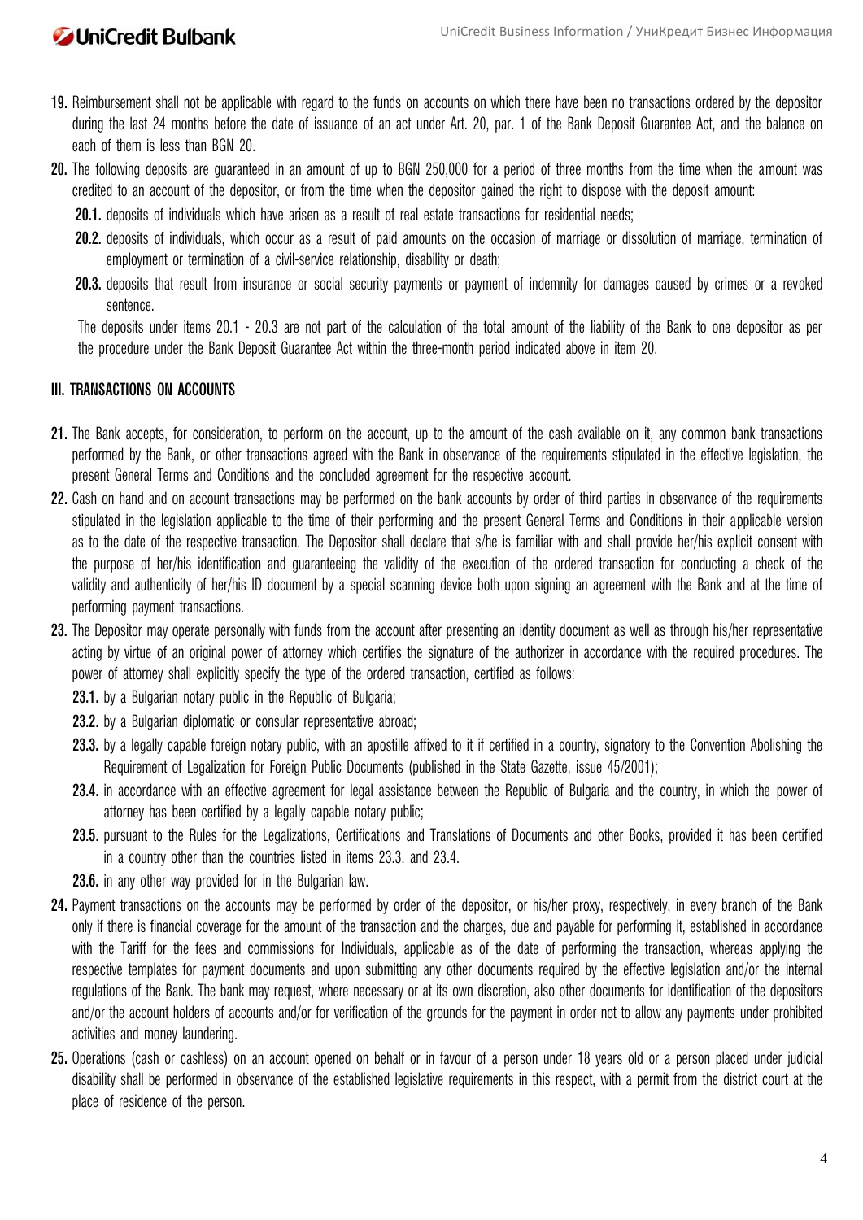**19.** Reimbursement shall not be applicable with regard to the funds on accounts on which there have been no transactions ordered by the depositor during the last 24 months before the date of issuance of an act under Art. 20, par. 1 of the Bank Deposit Guarantee Act, and the balance on each of them is less than BGN 20.

**20.** The following deposits are guaranteed in an amount of up to BGN 250,000 for a period of three months from the time when the amount was credited to an account of the depositor, or from the time when the depositor gained the right to dispose with the deposit amount:

**20.1.** deposits of individuals which have arisen as a result of real estate transactions for residential needs;

**20.2.** deposits of individuals, which occur as a result of paid amounts on the occasion of marriage or dissolution of marriage, termination of employment or termination of a civil-service relationship, disability or death;

**20.3.** deposits that result from insurance or social security payments or payment of indemnity for damages caused by crimes or a revoked sentence.

The deposits under items 20.1 - 20.3 are not part of the calculation of the total amount of the liability of the Bank to one depositor as per the procedure under the Bank Deposit Guarantee Act within the three-month period indicated above in item 20.

## III. TRANSACTIONS ON ACCOUNTS

**21.** The Bank accepts, for consideration, to perform on the account, up to the amount of the cash available on it, any common bank transactions performed by the Bank, or other transactions agreed with the Bank in observance of the requirements stipulated in the effective legislation, the present General Terms and Conditions and the concluded agreement for the respective account.

**22.** Cash on hand and on account transactions may be performed on the bank accounts by order of third parties in observance of the requirements stipulated in the legislation applicable to the time of their performing and the present General Terms and Conditions in their applicable version as to the date of the respective transaction. The Depositor shall declare that s/he is familiar with and shall provide her/his explicit consent with the purpose of her/his identification and guaranteeing the validity of the execution of the ordered transaction for conducting a check of the validity and authenticity of her/his ID document by a special scanning device both upon signing an agreement with the Bank and at the time of performing payment transactions.

**23.** The Depositor may operate personally with funds from the account after presenting an identity document as well as through his/her representative acting by virtue of an original power of attorney which certifies the signature of the authorizer in accordance with the required procedures. The power of attorney shall explicitly specify the type of the ordered transaction, certified as follows:

**23.1.** by a Bulgarian notary public in the Republic of Bulgaria;

**23.2.** by a Bulgarian diplomatic or consular representative abroad;

**23.3.** by a legally capable foreign notary public, with an apostille affixed to it if certified in a country, signatory to the Convention Abolishing the Requirement of Legalization for Foreign Public Documents (published in the State Gazette, issue 45/2001);

**23.4.** in accordance with an effective agreement for legal assistance between the Republic of Bulgaria and the country, in which the power of attorney has been certified by a legally capable notary public;

**23.5.** pursuant to the Rules for the Legalizations, Certifications and Translations of Documents and other Books, provided it has been certified in a country other than the countries listed in items 23.3. and 23.4.

**23.6.** in any other way provided for in the Bulgarian law.

**24.** Payment transactions on the accounts may be performed by order of the depositor, or his/her proxy, respectively, in every branch of the Bank only if there is financial coverage for the amount of the transaction and the charges, due and payable for performing it, established in accordance with the Tariff for the fees and commissions for Individuals, applicable as of the date of performing the transaction, whereas applying the respective templates for payment documents and upon submitting any other documents required by the effective legislation and/or the internal regulations of the Bank. The bank may request, where necessary or at its own discretion, also other documents for identification of the depositors and/or the account holders of accounts and/or for verification of the grounds for the payment in order not to allow any payments under prohibited activities and money laundering.

**25.** Operations (cash or cashless) on an account opened on behalf or in favour of a person under 18 years old or a person placed under judicial disability shall be performed in observance of the established legislative requirements in this respect, with a permit from the district court at the place of residence of the person.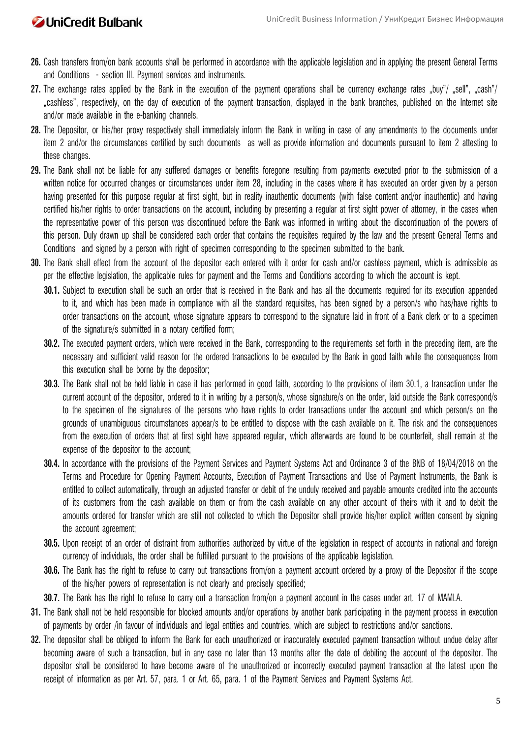**26.** Cash transfers from/on bank accounts shall be performed in accordance with the applicable legislation and in applying the present General Terms and Conditions - section III. Payment services and instruments.

**27.** The exchange rates applied by the Bank in the execution of the payment operations shall be currency exchange rates „buy"/ „sell", „cash"/ „cashless", respectively, on the day of execution of the payment transaction, displayed in the bank branches, published on the Internet site and/or made available in the e-banking channels.

**28.** The Depositor, or his/her proxy respectively shall immediately inform the Bank in writing in case of any amendments to the documents under item 2 and/or the circumstances certified by such documents as well as provide information and documents pursuant to item 2 attesting to these changes.

**29.** The Bank shall not be liable for any suffered damages or benefits foregone resulting from payments executed prior to the submission of a written notice for occurred changes or circumstances under item 28, including in the cases where it has executed an order given by a person having presented for this purpose regular at first sight, but in reality inauthentic documents (with false content and/or inauthentic) and having certified his/her rights to order transactions on the account, including by presenting a regular at first sight power of attorney, in the cases when the representative power of this person was discontinued before the Bank was informed in writing about the discontinuation of the powers of this person. Duly drawn up shall be considered each order that contains the requisites required by the law and the present General Terms and Conditions and signed by a person with right of specimen corresponding to the specimen submitted to the bank.

**30.** The Bank shall effect from the account of the depositor each entered with it order for cash and/or cashless payment, which is admissible as per the effective legislation, the applicable rules for payment and the Terms and Conditions according to which the account is kept.

- **30.1.** Subject to execution shall be such an order that is received in the Bank and has all the documents required for its execution appended to it, and which has been made in compliance with all the standard requisites, has been signed by a person/s who has/have rights to order transactions on the account, whose signature appears to correspond to the signature laid in front of a Bank clerk or to a specimen of the signature/s submitted in a notary certified form;
- **30.2.** The executed payment orders, which were received in the Bank, corresponding to the requirements set forth in the preceding item, are the necessary and sufficient valid reason for the ordered transactions to be executed by the Bank in good faith while the consequences from this execution shall be borne by the depositor;
- **30.3.** The Bank shall not be held liable in case it has performed in good faith, according to the provisions of item 30.1, a transaction under the current account of the depositor, ordered to it in writing by a person/s, whose signature/s on the order, laid outside the Bank correspond/s to the specimen of the signatures of the persons who have rights to order transactions under the account and which person/s on the grounds of unambiguous circumstances appear/s to be entitled to dispose with the cash available on it. The risk and the consequences from the execution of orders that at first sight have appeared regular, which afterwards are found to be counterfeit, shall remain at the expense of the depositor to the account;
- **30.4.** In accordance with the provisions of the Payment Services and Payment Systems Act and Ordinance 3 of the BNB of 18/04/2018 on the Terms and Procedure for Opening Payment Accounts, Execution of Payment Transactions and Use of Payment Instruments, the Bank is entitled to collect automatically, through an adjusted transfer or debit of the unduly received and payable amounts credited into the accounts of its customers from the cash available on them or from the cash available on any other account of theirs with it and to debit the amounts ordered for transfer which are still not collected to which the Depositor shall provide his/her explicit written consent by signing the account agreement;
- **30.5.** Upon receipt of an order of distraint from authorities authorized by virtue of the legislation in respect of accounts in national and foreign currency of individuals, the order shall be fulfilled pursuant to the provisions of the applicable legislation.
- **30.6.** The Bank has the right to refuse to carry out transactions from/on a payment account ordered by a proxy of the Depositor if the scope of the his/her powers of representation is not clearly and precisely specified;
- **30.7.** The Bank has the right to refuse to carry out a transaction from/on a payment account in the cases under art. 17 of MAMLA.

**31.** The Bank shall not be held responsible for blocked amounts and/or operations by another bank participating in the payment process in execution of payments by order /in favour of individuals and legal entities and countries, which are subject to restrictions and/or sanctions.

**32.** The depositor shall be obliged to inform the Bank for each unauthorized or inaccurately executed payment transaction without undue delay after becoming aware of such a transaction, but in any case no later than 13 months after the date of debiting the account of the depositor. The depositor shall be considered to have become aware of the unauthorized or incorrectly executed payment transaction at the latest upon the receipt of information as per Art. 57, para. 1 or Art. 65, para. 1 of the Payment Services and Payment Systems Act.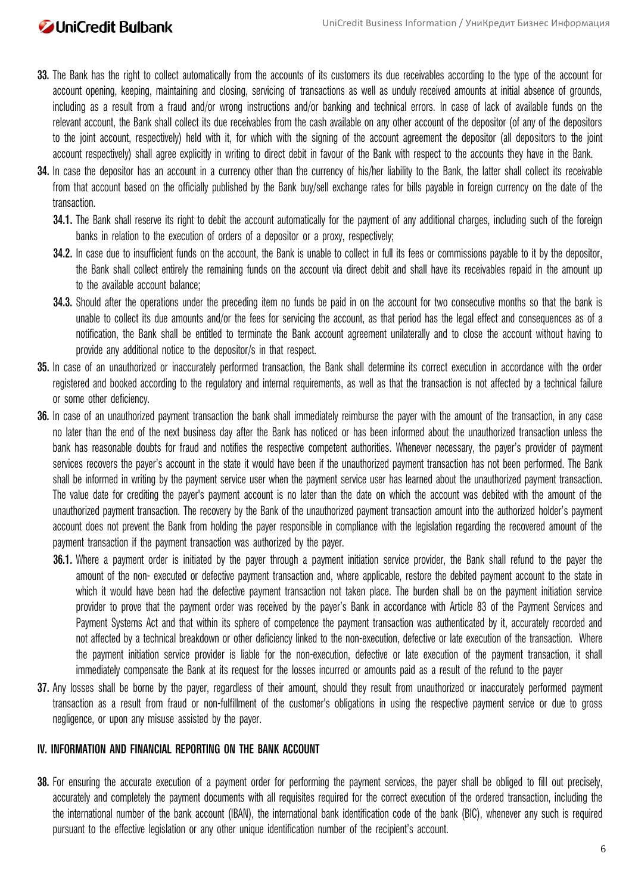**33.** The Bank has the right to collect automatically from the accounts of its customers its due receivables according to the type of the account for account opening, keeping, maintaining and closing, servicing of transactions as well as unduly received amounts at initial absence of grounds, including as a result from a fraud and/or wrong instructions and/or banking and technical errors. In case of lack of available funds on the relevant account, the Bank shall collect its due receivables from the cash available on any other account of the depositor (of any of the depositors to the joint account, respectively) held with it, for which with the signing of the account agreement the depositor (all depositors to the joint account respectively) shall agree explicitly in writing to direct debit in favour of the Bank with respect to the accounts they have in the Bank.

**34.** In case the depositor has an account in a currency other than the currency of his/her liability to the Bank, the latter shall collect its receivable from that account based on the officially published by the Bank buy/sell exchange rates for bills payable in foreign currency on the date of the transaction.

**34.1.** The Bank shall reserve its right to debit the account automatically for the payment of any additional charges, including such of the foreign banks in relation to the execution of orders of a depositor or a proxy, respectively;

**34.2.** In case due to insufficient funds on the account, the Bank is unable to collect in full its fees or commissions payable to it by the depositor, the Bank shall collect entirely the remaining funds on the account via direct debit and shall have its receivables repaid in the amount up to the available account balance;

**34.3.** Should after the operations under the preceding item no funds be paid in on the account for two consecutive months so that the bank is unable to collect its due amounts and/or the fees for servicing the account, as that period has the legal effect and consequences as of a notification, the Bank shall be entitled to terminate the Bank account agreement unilaterally and to close the account without having to provide any additional notice to the depositor/s in that respect.

**35.** In case of an unauthorized or inaccurately performed transaction, the Bank shall determine its correct execution in accordance with the order registered and booked according to the regulatory and internal requirements, as well as that the transaction is not affected by a technical failure or some other deficiency.

**36.** In case of an unauthorized payment transaction the bank shall immediately reimburse the payer with the amount of the transaction, in any case no later than the end of the next business day after the Bank has noticed or has been informed about the unauthorized transaction unless the bank has reasonable doubts for fraud and notifies the respective competent authorities. Whenever necessary, the payer's provider of payment services recovers the payer's account in the state it would have been if the unauthorized payment transaction has not been performed. The Bank shall be informed in writing by the payment service user when the payment service user has learned about the unauthorized payment transaction. The value date for crediting the payer's payment account is no later than the date on which the account was debited with the amount of the unauthorized payment transaction. The recovery by the Bank of the unauthorized payment transaction amount into the authorized holder's payment account does not prevent the Bank from holding the payer responsible in compliance with the legislation regarding the recovered amount of the payment transaction if the payment transaction was authorized by the payer.

**36.1.** Where a payment order is initiated by the payer through a payment initiation service provider, the Bank shall refund to the payer the amount of the non- executed or defective payment transaction and, where applicable, restore the debited payment account to the state in which it would have been had the defective payment transaction not taken place. The burden shall be on the payment initiation service provider to prove that the payment order was received by the payer's Bank in accordance with Article 83 of the Payment Services and Payment Systems Act and that within its sphere of competence the payment transaction was authenticated by it, accurately recorded and not affected by a technical breakdown or other deficiency linked to the non-execution, defective or late execution of the transaction. Where the payment initiation service provider is liable for the non-execution, defective or late execution of the payment transaction, it shall immediately compensate the Bank at its request for the losses incurred or amounts paid as a result of the refund to the payer

**37.** Any losses shall be borne by the payer, regardless of their amount, should they result from unauthorized or inaccurately performed payment transaction as a result from fraud or non-fulfillment of the customer's obligations in using the respective payment service or due to gross negligence, or upon any misuse assisted by the payer.

## IV. INFORMATION AND FINANCIAL REPORTING ON THE BANK ACCOUNT

**38.** For ensuring the accurate execution of a payment order for performing the payment services, the payer shall be obliged to fill out precisely, accurately and completely the payment documents with all requisites required for the correct execution of the ordered transaction, including the the international number of the bank account (IBAN), the international bank identification code of the bank (BIC), whenever any such is required pursuant to the effective legislation or any other unique identification number of the recipient's account.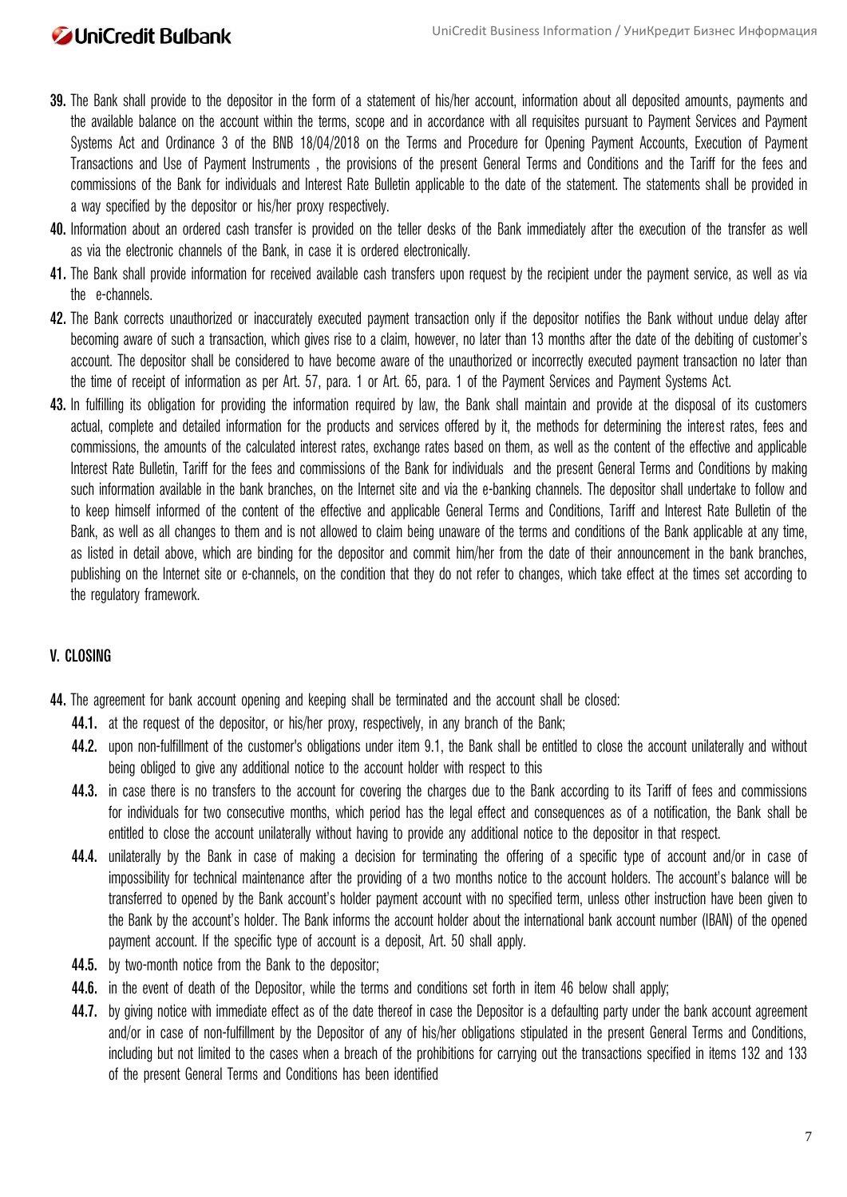**39.** The Bank shall provide to the depositor in the form of a statement of his/her account, information about all deposited amounts, payments and the available balance on the account within the terms, scope and in accordance with all requisites pursuant to Payment Services and Payment Systems Act and Ordinance 3 of the BNB 18/04/2018 on the Terms and Procedure for Opening Payment Accounts, Execution of Payment Transactions and Use of Payment Instruments , the provisions of the present General Terms and Conditions and the Tariff for the fees and commissions of the Bank for individuals and Interest Rate Bulletin applicable to the date of the statement. The statements shall be provided in a way specified by the depositor or his/her proxy respectively.

**40.** Information about an ordered cash transfer is provided on the teller desks of the Bank immediately after the execution of the transfer as well as via the electronic channels of the Bank, in case it is ordered electronically.

**41.** The Bank shall provide information for received available cash transfers upon request by the recipient under the payment service, as well as via the e-channels.

**42.** The Bank corrects unauthorized or inaccurately executed payment transaction only if the depositor notifies the Bank without undue delay after becoming aware of such a transaction, which gives rise to a claim, however, no later than 13 months after the date of the debiting of customer's account. The depositor shall be considered to have become aware of the unauthorized or incorrectly executed payment transaction no later than the time of receipt of information as per Art. 57, para. 1 or Art. 65, para. 1 of the Payment Services and Payment Systems Act.

**43.** In fulfilling its obligation for providing the information required by law, the Bank shall maintain and provide at the disposal of its customers actual, complete and detailed information for the products and services offered by it, the methods for determining the interest rates, fees and commissions, the amounts of the calculated interest rates, exchange rates based on them, as well as the content of the effective and applicable Interest Rate Bulletin, Tariff for the fees and commissions of the Bank for individuals and the present General Terms and Conditions by making such information available in the bank branches, on the Internet site and via the e-banking channels. The depositor shall undertake to follow and to keep himself informed of the content of the effective and applicable General Terms and Conditions, Tariff and Interest Rate Bulletin of the Bank, as well as all changes to them and is not allowed to claim being unaware of the terms and conditions of the Bank applicable at any time, as listed in detail above, which are binding for the depositor and commit him/her from the date of their announcement in the bank branches, publishing on the Internet site or e-channels, on the condition that they do not refer to changes, which take effect at the times set according to the regulatory framework.

## V. CLOSING

**44.** The agreement for bank account opening and keeping shall be terminated and the account shall be closed:

- **44.1.** at the request of the depositor, or his/her proxy, respectively, in any branch of the Bank;
- **44.2.** upon non-fulfillment of the customer's obligations under item 9.1, the Bank shall be entitled to close the account unilaterally and without being obliged to give any additional notice to the account holder with respect to this
- **44.3.** in case there is no transfers to the account for covering the charges due to the Bank according to its Tariff of fees and commissions for individuals for two consecutive months, which period has the legal effect and consequences as of a notification, the Bank shall be entitled to close the account unilaterally without having to provide any additional notice to the depositor in that respect.
- **44.4.** unilaterally by the Bank in case of making a decision for terminating the offering of a specific type of account and/or in case of impossibility for technical maintenance after the providing of a two months notice to the account holders. The account's balance will be transferred to opened by the Bank account's holder payment account with no specified term, unless other instruction have been given to the Bank by the account's holder. The Bank informs the account holder about the international bank account number (IBAN) of the opened payment account. If the specific type of account is a deposit, Art. 50 shall apply.
- **44.5.** by two-month notice from the Bank to the depositor;
- **44.6.** in the event of death of the Depositor, while the terms and conditions set forth in item 46 below shall apply;
- **44.7.** by giving notice with immediate effect as of the date thereof in case the Depositor is a defaulting party under the bank account agreement and/or in case of non-fulfillment by the Depositor of any of his/her obligations stipulated in the present General Terms and Conditions, including but not limited to the cases when a breach of the prohibitions for carrying out the transactions specified in items 132 and 133 of the present General Terms and Conditions has been identified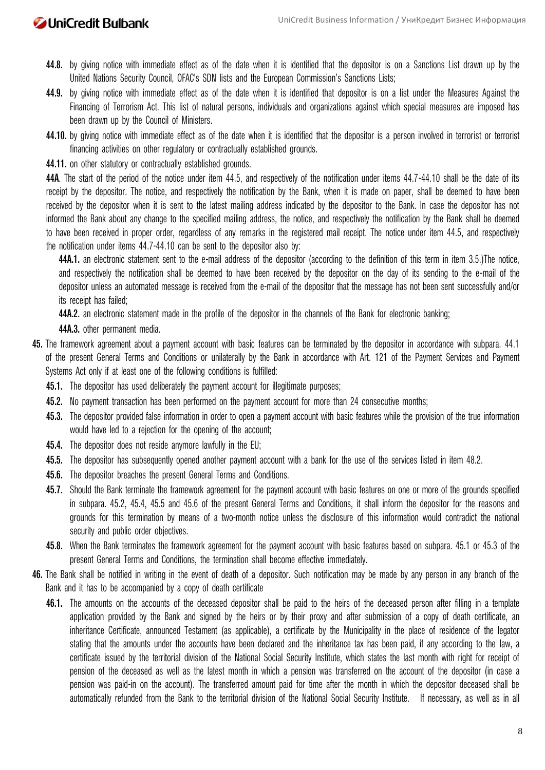**44.8.** by giving notice with immediate effect as of the date when it is identified that the depositor is on a Sanctions List drawn up by the United Nations Security Council, OFAC's SDN lists and the European Commission's Sanctions Lists;

**44.9.** by giving notice with immediate effect as of the date when it is identified that depositor is on a list under the Measures Against the Financing of Terrorism Act. This list of natural persons, individuals and organizations against which special measures are imposed has been drawn up by the Council of Ministers.

**44.10.** by giving notice with immediate effect as of the date when it is identified that the depositor is a person involved in terrorist or terrorist financing activities on other regulatory or contractually established grounds.

**44.11.** on other statutory or contractually established grounds.

**44A**. The start of the period of the notice under item 44.5, and respectively of the notification under items 44.7-44.10 shall be the date of its receipt by the depositor. The notice, and respectively the notification by the Bank, when it is made on paper, shall be deemed to have been received by the depositor when it is sent to the latest mailing address indicated by the depositor to the Bank. In case the depositor has not informed the Bank about any change to the specified mailing address, the notice, and respectively the notification by the Bank shall be deemed to have been received in proper order, regardless of any remarks in the registered mail receipt. The notice under item 44.5, and respectively the notification under items 44.7-44.10 can be sent to the depositor also by:

**44A.1.** an electronic statement sent to the e-mail address of the depositor (according to the definition of this term in item 3.5.)The notice, and respectively the notification shall be deemed to have been received by the depositor on the day of its sending to the e-mail of the depositor unless an automated message is received from the e-mail of the depositor that the message has not been sent successfully and/or its receipt has failed;

**44A.2.** an electronic statement made in the profile of the depositor in the channels of the Bank for electronic banking;

**44A.3.** other permanent media.

**45.** The framework agreement about a payment account with basic features can be terminated by the depositor in accordance with subpara. 44.1 of the present General Terms and Conditions or unilaterally by the Bank in accordance with Art. 121 of the Payment Services and Payment Systems Act only if at least one of the following conditions is fulfilled:

**45.1.** The depositor has used deliberately the payment account for illegitimate purposes;

**45.2.** No payment transaction has been performed on the payment account for more than 24 consecutive months;

**45.3.** The depositor provided false information in order to open a payment account with basic features while the provision of the true information would have led to a rejection for the opening of the account;

**45.4.** The depositor does not reside anymore lawfully in the EU;

**45.5.** The depositor has subsequently opened another payment account with a bank for the use of the services listed in item 48.2.

**45.6.** The depositor breaches the present General Terms and Conditions.

**45.7.** Should the Bank terminate the framework agreement for the payment account with basic features on one or more of the grounds specified in subpara. 45.2, 45.4, 45.5 and 45.6 of the present General Terms and Conditions, it shall inform the depositor for the reasons and grounds for this termination by means of a two-month notice unless the disclosure of this information would contradict the national security and public order objectives.

**45.8.** When the Bank terminates the framework agreement for the payment account with basic features based on subpara. 45.1 or 45.3 of the present General Terms and Conditions, the termination shall become effective immediately.

**46.** The Bank shall be notified in writing in the event of death of a depositor. Such notification may be made by any person in any branch of the Bank and it has to be accompanied by a copy of death certificate

**46.1.** The amounts on the accounts of the deceased depositor shall be paid to the heirs of the deceased person after filling in a template application provided by the Bank and signed by the heirs or by their proxy and after submission of a copy of death certificate, an inheritance Certificate, announced Testament (as applicable), a certificate by the Municipality in the place of residence of the legator stating that the amounts under the accounts have been declared and the inheritance tax has been paid, if any according to the law, a certificate issued by the territorial division of the National Social Security Institute, which states the last month with right for receipt of pension of the deceased as well as the latest month in which a pension was transferred on the account of the depositor (in case a pension was paid-in on the account). The transferred amount paid for time after the month in which the depositor deceased shall be automatically refunded from the Bank to the territorial division of the National Social Security Institute. If necessary, as well as in all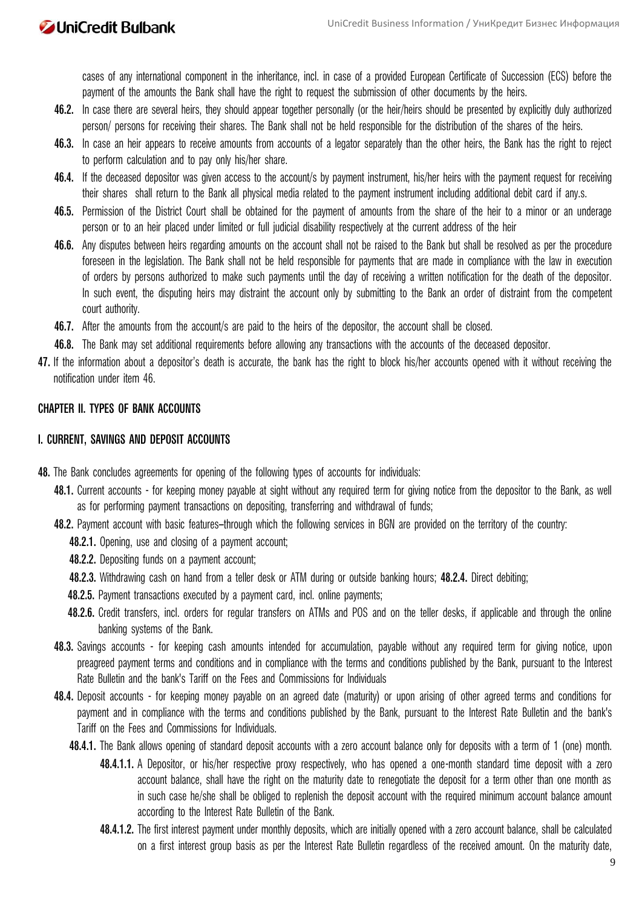cases of any international component in the inheritance, incl. in case of a provided European Certificate of Succession (ECS) before the payment of the amounts the Bank shall have the right to request the submission of other documents by the heirs.

**46.2.** In case there are several heirs, they should appear together personally (or the heir/heirs should be presented by explicitly duly authorized person/ persons for receiving their shares. The Bank shall not be held responsible for the distribution of the shares of the heirs.

**46.3.** In case an heir appears to receive amounts from accounts of a legator separately than the other heirs, the Bank has the right to reject to perform calculation and to pay only his/her share.

**46.4.** If the deceased depositor was given access to the account/s by payment instrument, his/her heirs with the payment request for receiving their shares shall return to the Bank all physical media related to the payment instrument including additional debit card if any.s.

**46.5.** Permission of the District Court shall be obtained for the payment of amounts from the share of the heir to a minor or an underage person or to an heir placed under limited or full judicial disability respectively at the current address of the heir

**46.6.** Any disputes between heirs regarding amounts on the account shall not be raised to the Bank but shall be resolved as per the procedure foreseen in the legislation. The Bank shall not be held responsible for payments that are made in compliance with the law in execution of orders by persons authorized to make such payments until the day of receiving a written notification for the death of the depositor. In such event, the disputing heirs may distraint the account only by submitting to the Bank an order of distraint from the competent court authority.

**46.7.** After the amounts from the account/s are paid to the heirs of the depositor, the account shall be closed.

**46.8.** The Bank may set additional requirements before allowing any transactions with the accounts of the deceased depositor.

**47.** If the information about a depositor's death is accurate, the bank has the right to block his/her accounts opened with it without receiving the notification under item 46.

## CHAPTER II. TYPES OF BANK ACCOUNTS

### I. CURRENT, SAVINGS AND DEPOSIT ACCOUNTS

**48.** The Bank concludes agreements for opening of the following types of accounts for individuals:

**48.1.** Current accounts - for keeping money payable at sight without any required term for giving notice from the depositor to the Bank, as well as for performing payment transactions on depositing, transferring and withdrawal of funds;

**48.2.** Payment account with basic features–through which the following services in BGN are provided on the territory of the country:

**48.2.1.** Opening, use and closing of a payment account;

**48.2.2.** Depositing funds on a payment account;

**48.2.3.** Withdrawing cash on hand from a teller desk or ATM during or outside banking hours; **48.2.4.** Direct debiting;

**48.2.5.** Payment transactions executed by a payment card, incl. online payments;

**48.2.6.** Credit transfers, incl. orders for regular transfers on ATMs and POS and on the teller desks, if applicable and through the online banking systems of the Bank.

**48.3.** Savings accounts - for keeping cash amounts intended for accumulation, payable without any required term for giving notice, upon preagreed payment terms and conditions and in compliance with the terms and conditions published by the Bank, pursuant to the Interest Rate Bulletin and the bank's Tariff on the Fees and Commissions for Individuals

**48.4.** Deposit accounts - for keeping money payable on an agreed date (maturity) or upon arising of other agreed terms and conditions for payment and in compliance with the terms and conditions published by the Bank, pursuant to the Interest Rate Bulletin and the bank's Tariff on the Fees and Commissions for Individuals.

**48.4.1.** The Bank allows opening of standard deposit accounts with a zero account balance only for deposits with a term of 1 (one) month.

**48.4.1.1.** A Depositor, or his/her respective proxy respectively, who has opened a one-month standard time deposit with a zero account balance, shall have the right on the maturity date to renegotiate the deposit for a term other than one month as in such case he/she shall be obliged to replenish the deposit account with the required minimum account balance amount according to the Interest Rate Bulletin of the Bank.

**48.4.1.2.** The first interest payment under monthly deposits, which are initially opened with a zero account balance, shall be calculated on a first interest group basis as per the Interest Rate Bulletin regardless of the received amount. On the maturity date,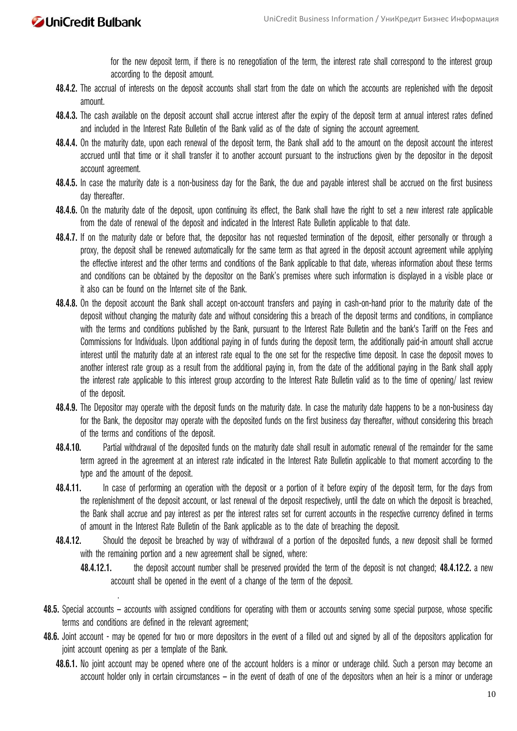for the new deposit term, if there is no renegotiation of the term, the interest rate shall correspond to the interest group according to the deposit amount.

**48.4.2.** The accrual of interests on the deposit accounts shall start from the date on which the accounts are replenished with the deposit amount.

**48.4.3.** The cash available on the deposit account shall accrue interest after the expiry of the deposit term at annual interest rates defined and included in the Interest Rate Bulletin of the Bank valid as of the date of signing the account agreement.

**48.4.4.** On the maturity date, upon each renewal of the deposit term, the Bank shall add to the amount on the deposit account the interest accrued until that time or it shall transfer it to another account pursuant to the instructions given by the depositor in the deposit account agreement.

**48.4.5.** In case the maturity date is a non-business day for the Bank, the due and payable interest shall be accrued on the first business day thereafter.

**48.4.6.** On the maturity date of the deposit, upon continuing its effect, the Bank shall have the right to set a new interest rate applicable from the date of renewal of the deposit and indicated in the Interest Rate Bulletin applicable to that date.

**48.4.7.** If on the maturity date or before that, the depositor has not requested termination of the deposit, either personally or through a proxy, the deposit shall be renewed automatically for the same term as that agreed in the deposit account agreement while applying the effective interest and the other terms and conditions of the Bank applicable to that date, whereas information about these terms and conditions can be obtained by the depositor on the Bank's premises where such information is displayed in a visible place or it also can be found on the Internet site of the Bank.

**48.4.8.** On the deposit account the Bank shall accept on-account transfers and paying in cash-on-hand prior to the maturity date of the deposit without changing the maturity date and without considering this a breach of the deposit terms and conditions, in compliance with the terms and conditions published by the Bank, pursuant to the Interest Rate Bulletin and the bank's Tariff on the Fees and Commissions for Individuals. Upon additional paying in of funds during the deposit term, the additionally paid-in amount shall accrue interest until the maturity date at an interest rate equal to the one set for the respective time deposit. In case the deposit moves to another interest rate group as a result from the additional paying in, from the date of the additional paying in the Bank shall apply the interest rate applicable to this interest group according to the Interest Rate Bulletin valid as to the time of opening/ last review of the deposit.

**48.4.9.** The Depositor may operate with the deposit funds on the maturity date. In case the maturity date happens to be a non-business day for the Bank, the depositor may operate with the deposited funds on the first business day thereafter, without considering this breach of the terms and conditions of the deposit.

**48.4.10.** Partial withdrawal of the deposited funds on the maturity date shall result in automatic renewal of the remainder for the same term agreed in the agreement at an interest rate indicated in the Interest Rate Bulletin applicable to that moment according to the type and the amount of the deposit.

**48.4.11.** In case of performing an operation with the deposit or a portion of it before expiry of the deposit term, for the days from the replenishment of the deposit account, or last renewal of the deposit respectively, until the date on which the deposit is breached, the Bank shall accrue and pay interest as per the interest rates set for current accounts in the respective currency defined in terms of amount in the Interest Rate Bulletin of the Bank applicable as to the date of breaching the deposit.

**48.4.12.** Should the deposit be breached by way of withdrawal of a portion of the deposited funds, a new deposit shall be formed with the remaining portion and a new agreement shall be signed, where:

**48.4.12.1.** the deposit account number shall be preserved provided the term of the deposit is not changed; **48.4.12.2.** a new account shall be opened in the event of a change of the term of the deposit.

**48.5.** Special accounts – accounts with assigned conditions for operating with them or accounts serving some special purpose, whose specific terms and conditions are defined in the relevant agreement;

**48.6.** Joint account - may be opened for two or more depositors in the event of a filled out and signed by all of the depositors application for joint account opening as per a template of the Bank.

**48.6.1.** No joint account may be opened where one of the account holders is a minor or underage child. Such a person may become an account holder only in certain circumstances – in the event of death of one of the depositors when an heir is a minor or underage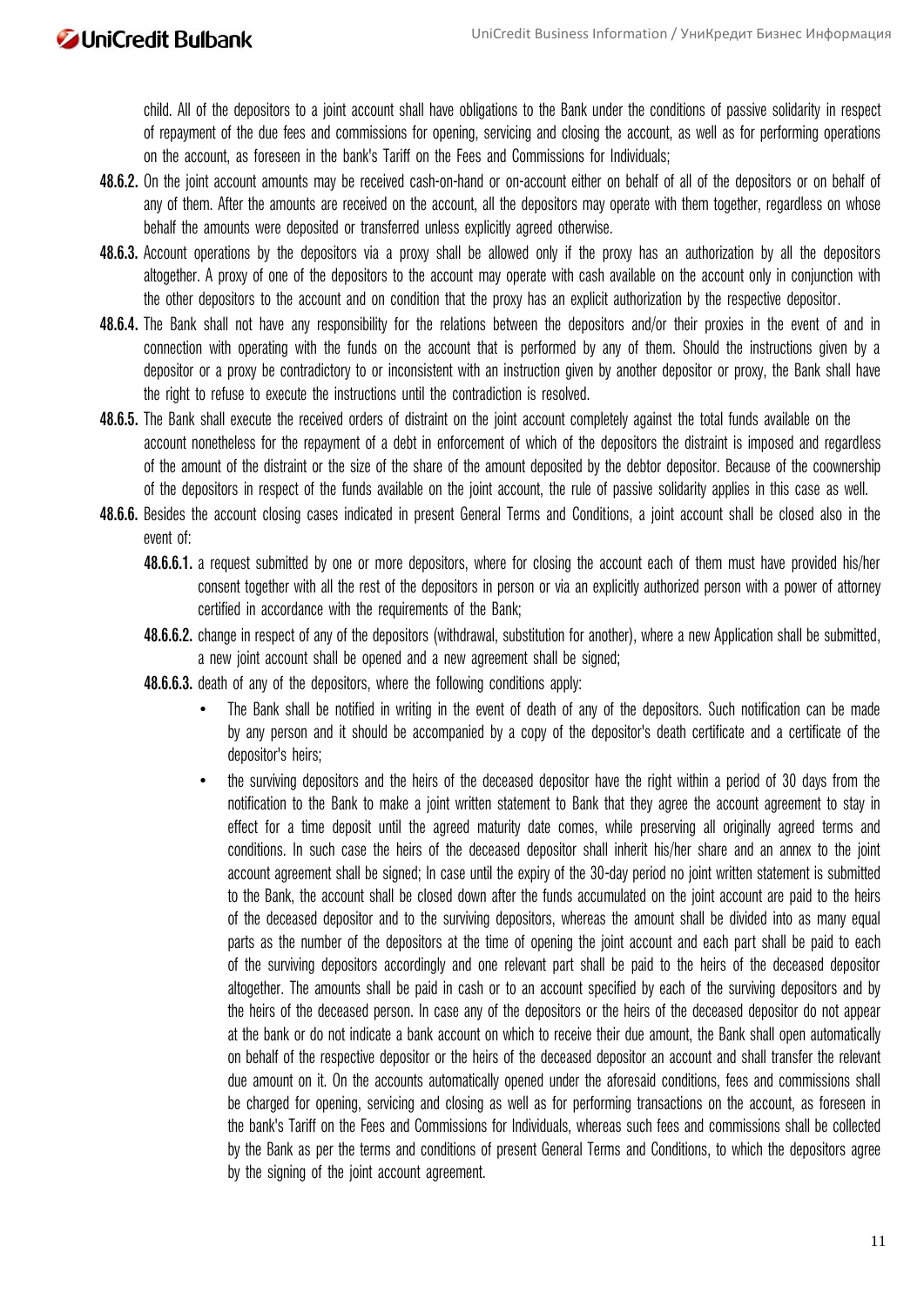child. All of the depositors to a joint account shall have obligations to the Bank under the conditions of passive solidarity in respect of repayment of the due fees and commissions for opening, servicing and closing the account, as well as for performing operations on the account, as foreseen in the bank's Tariff on the Fees and Commissions for Individuals;

**48.6.2.** On the joint account amounts may be received cash-on-hand or on-account either on behalf of all of the depositors or on behalf of any of them. After the amounts are received on the account, all the depositors may operate with them together, regardless on whose behalf the amounts were deposited or transferred unless explicitly agreed otherwise.

**48.6.3.** Account operations by the depositors via a proxy shall be allowed only if the proxy has an authorization by all the depositors altogether. A proxy of one of the depositors to the account may operate with cash available on the account only in conjunction with the other depositors to the account and on condition that the proxy has an explicit authorization by the respective depositor.

**48.6.4.** The Bank shall not have any responsibility for the relations between the depositors and/or their proxies in the event of and in connection with operating with the funds on the account that is performed by any of them. Should the instructions given by a depositor or a proxy be contradictory to or inconsistent with an instruction given by another depositor or proxy, the Bank shall have the right to refuse to execute the instructions until the contradiction is resolved.

**48.6.5.** The Bank shall execute the received orders of distraint on the joint account completely against the total funds available on the account nonetheless for the repayment of a debt in enforcement of which of the depositors the distraint is imposed and regardless of the amount of the distraint or the size of the share of the amount deposited by the debtor depositor. Because of the coownership of the depositors in respect of the funds available on the joint account, the rule of passive solidarity applies in this case as well.

**48.6.6.** Besides the account closing cases indicated in present General Terms and Conditions, a joint account shall be closed also in the event of:

- **48.6.6.1.** a request submitted by one or more depositors, where for closing the account each of them must have provided his/her consent together with all the rest of the depositors in person or via an explicitly authorized person with a power of attorney certified in accordance with the requirements of the Bank;
- **48.6.6.2.** change in respect of any of the depositors (withdrawal, substitution for another), where a new Application shall be submitted, a new joint account shall be opened and a new agreement shall be signed;
- **48.6.6.3.** death of any of the depositors, where the following conditions apply:
  - The Bank shall be notified in writing in the event of death of any of the depositors. Such notification can be made by any person and it should be accompanied by a copy of the depositor's death certificate and a certificate of the depositor's heirs;
  - the surviving depositors and the heirs of the deceased depositor have the right within a period of 30 days from the notification to the Bank to make a joint written statement to Bank that they agree the account agreement to stay in effect for a time deposit until the agreed maturity date comes, while preserving all originally agreed terms and conditions. In such case the heirs of the deceased depositor shall inherit his/her share and an annex to the joint account agreement shall be signed; In case until the expiry of the 30-day period no joint written statement is submitted to the Bank, the account shall be closed down after the funds accumulated on the joint account are paid to the heirs of the deceased depositor and to the surviving depositors, whereas the amount shall be divided into as many equal parts as the number of the depositors at the time of opening the joint account and each part shall be paid to each of the surviving depositors accordingly and one relevant part shall be paid to the heirs of the deceased depositor altogether. The amounts shall be paid in cash or to an account specified by each of the surviving depositors and by the heirs of the deceased person. In case any of the depositors or the heirs of the deceased depositor do not appear at the bank or do not indicate a bank account on which to receive their due amount, the Bank shall open automatically on behalf of the respective depositor or the heirs of the deceased depositor an account and shall transfer the relevant due amount on it. On the accounts automatically opened under the aforesaid conditions, fees and commissions shall be charged for opening, servicing and closing as well as for performing transactions on the account, as foreseen in the bank's Tariff on the Fees and Commissions for Individuals, whereas such fees and commissions shall be collected by the Bank as per the terms and conditions of present General Terms and Conditions, to which the depositors agree by the signing of the joint account agreement.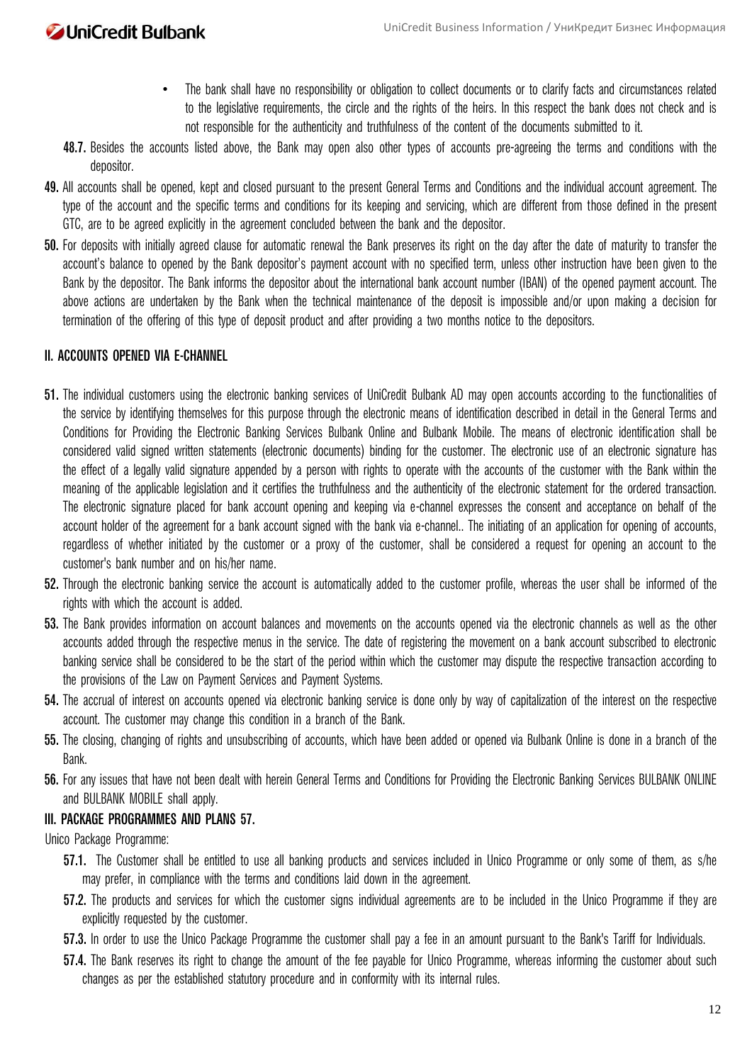- The bank shall have no responsibility or obligation to collect documents or to clarify facts and circumstances related to the legislative requirements, the circle and the rights of the heirs. In this respect the bank does not check and is not responsible for the authenticity and truthfulness of the content of the documents submitted to it.

**48.7.** Besides the accounts listed above, the Bank may open also other types of accounts pre-agreeing the terms and conditions with the depositor.

**49.** All accounts shall be opened, kept and closed pursuant to the present General Terms and Conditions and the individual account agreement. The type of the account and the specific terms and conditions for its keeping and servicing, which are different from those defined in the present GTC, are to be agreed explicitly in the agreement concluded between the bank and the depositor.

**50.** For deposits with initially agreed clause for automatic renewal the Bank preserves its right on the day after the date of maturity to transfer the account's balance to opened by the Bank depositor's payment account with no specified term, unless other instruction have been given to the Bank by the depositor. The Bank informs the depositor about the international bank account number (IBAN) of the opened payment account. The above actions are undertaken by the Bank when the technical maintenance of the deposit is impossible and/or upon making a decision for termination of the offering of this type of deposit product and after providing a two months notice to the depositors.

## II. ACCOUNTS OPENED VIA E-CHANNEL

**51.** The individual customers using the electronic banking services of UniCredit Bulbank AD may open accounts according to the functionalities of the service by identifying themselves for this purpose through the electronic means of identification described in detail in the General Terms and Conditions for Providing the Electronic Banking Services Bulbank Online and Bulbank Mobile. The means of electronic identification shall be considered valid signed written statements (electronic documents) binding for the customer. The electronic use of an electronic signature has the effect of a legally valid signature appended by a person with rights to operate with the accounts of the customer with the Bank within the meaning of the applicable legislation and it certifies the truthfulness and the authenticity of the electronic statement for the ordered transaction. The electronic signature placed for bank account opening and keeping via e-channel expresses the consent and acceptance on behalf of the account holder of the agreement for a bank account signed with the bank via e-channel.. The initiating of an application for opening of accounts, regardless of whether initiated by the customer or a proxy of the customer, shall be considered a request for opening an account to the customer's bank number and on his/her name.

**52.** Through the electronic banking service the account is automatically added to the customer profile, whereas the user shall be informed of the rights with which the account is added.

**53.** The Bank provides information on account balances and movements on the accounts opened via the electronic channels as well as the other accounts added through the respective menus in the service. The date of registering the movement on a bank account subscribed to electronic banking service shall be considered to be the start of the period within which the customer may dispute the respective transaction according to the provisions of the Law on Payment Services and Payment Systems.

**54.** The accrual of interest on accounts opened via electronic banking service is done only by way of capitalization of the interest on the respective account. The customer may change this condition in a branch of the Bank.

**55.** The closing, changing of rights and unsubscribing of accounts, which have been added or opened via Bulbank Online is done in a branch of the Bank.

**56.** For any issues that have not been dealt with herein General Terms and Conditions for Providing the Electronic Banking Services BULBANK ONLINE and BULBANK MOBILE shall apply.

## III. PACKAGE PROGRAMMES AND PLANS 57.

Unico Package Programme:

**57.1.** The Customer shall be entitled to use all banking products and services included in Unico Programme or only some of them, as s/he may prefer, in compliance with the terms and conditions laid down in the agreement.

**57.2.** The products and services for which the customer signs individual agreements are to be included in the Unico Programme if they are explicitly requested by the customer.

**57.3.** In order to use the Unico Package Programme the customer shall pay a fee in an amount pursuant to the Bank's Tariff for Individuals.

**57.4.** The Bank reserves its right to change the amount of the fee payable for Unico Programme, whereas informing the customer about such changes as per the established statutory procedure and in conformity with its internal rules.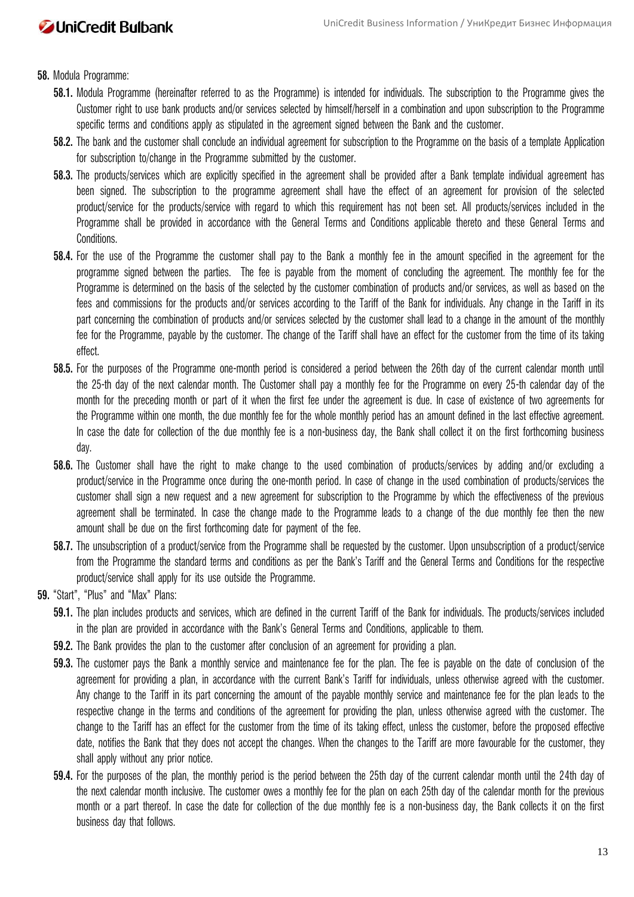**58.** Modula Programme:

**58.1.** Modula Programme (hereinafter referred to as the Programme) is intended for individuals. The subscription to the Programme gives the Customer right to use bank products and/or services selected by himself/herself in a combination and upon subscription to the Programme specific terms and conditions apply as stipulated in the agreement signed between the Bank and the customer.

**58.2.** The bank and the customer shall conclude an individual agreement for subscription to the Programme on the basis of a template Application for subscription to/change in the Programme submitted by the customer.

**58.3.** The products/services which are explicitly specified in the agreement shall be provided after a Bank template individual agreement has been signed. The subscription to the programme agreement shall have the effect of an agreement for provision of the selected product/service for the products/service with regard to which this requirement has not been set. All products/services included in the Programme shall be provided in accordance with the General Terms and Conditions applicable thereto and these General Terms and Conditions.

**58.4.** For the use of the Programme the customer shall pay to the Bank a monthly fee in the amount specified in the agreement for the programme signed between the parties. The fee is payable from the moment of concluding the agreement. The monthly fee for the Programme is determined on the basis of the selected by the customer combination of products and/or services, as well as based on the fees and commissions for the products and/or services according to the Tariff of the Bank for individuals. Any change in the Tariff in its part concerning the combination of products and/or services selected by the customer shall lead to a change in the amount of the monthly fee for the Programme, payable by the customer. The change of the Tariff shall have an effect for the customer from the time of its taking effect.

**58.5.** For the purposes of the Programme one-month period is considered a period between the 26th day of the current calendar month until the 25-th day of the next calendar month. The Customer shall pay a monthly fee for the Programme on every 25-th calendar day of the month for the preceding month or part of it when the first fee under the agreement is due. In case of existence of two agreements for the Programme within one month, the due monthly fee for the whole monthly period has an amount defined in the last effective agreement. In case the date for collection of the due monthly fee is a non-business day, the Bank shall collect it on the first forthcoming business day.

**58.6.** The Customer shall have the right to make change to the used combination of products/services by adding and/or excluding a product/service in the Programme once during the one-month period. In case of change in the used combination of products/services the customer shall sign a new request and a new agreement for subscription to the Programme by which the effectiveness of the previous agreement shall be terminated. In case the change made to the Programme leads to a change of the due monthly fee then the new amount shall be due on the first forthcoming date for payment of the fee.

**58.7.** The unsubscription of a product/service from the Programme shall be requested by the customer. Upon unsubscription of a product/service from the Programme the standard terms and conditions as per the Bank's Tariff and the General Terms and Conditions for the respective product/service shall apply for its use outside the Programme.

**59.** "Start", "Plus" and "Max" Plans:

**59.1.** The plan includes products and services, which are defined in the current Tariff of the Bank for individuals. The products/services included in the plan are provided in accordance with the Bank's General Terms and Conditions, applicable to them.

**59.2.** The Bank provides the plan to the customer after conclusion of an agreement for providing a plan.

**59.3.** The customer pays the Bank a monthly service and maintenance fee for the plan. The fee is payable on the date of conclusion of the agreement for providing a plan, in accordance with the current Bank's Tariff for individuals, unless otherwise agreed with the customer. Any change to the Tariff in its part concerning the amount of the payable monthly service and maintenance fee for the plan leads to the respective change in the terms and conditions of the agreement for providing the plan, unless otherwise agreed with the customer. The change to the Tariff has an effect for the customer from the time of its taking effect, unless the customer, before the proposed effective date, notifies the Bank that they does not accept the changes. When the changes to the Tariff are more favourable for the customer, they shall apply without any prior notice.

**59.4.** For the purposes of the plan, the monthly period is the period between the 25th day of the current calendar month until the 24th day of the next calendar month inclusive. The customer owes a monthly fee for the plan on each 25th day of the calendar month for the previous month or a part thereof. In case the date for collection of the due monthly fee is a non-business day, the Bank collects it on the first business day that follows.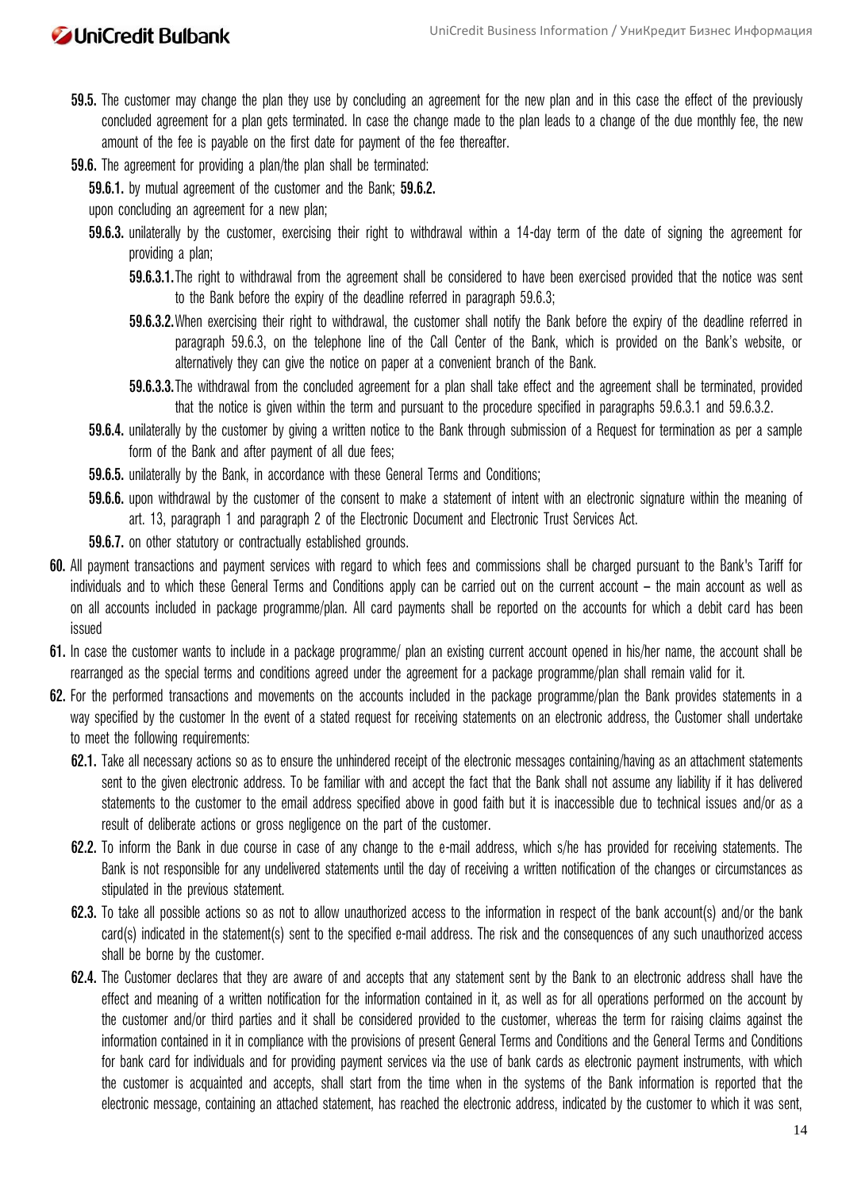**59.5.** The customer may change the plan they use by concluding an agreement for the new plan and in this case the effect of the previously concluded agreement for a plan gets terminated. In case the change made to the plan leads to a change of the due monthly fee, the new amount of the fee is payable on the first date for payment of the fee thereafter.

**59.6.** The agreement for providing a plan/the plan shall be terminated:

**59.6.1.** by mutual agreement of the customer and the Bank; **59.6.2.** upon concluding an agreement for a new plan;

**59.6.3.** unilaterally by the customer, exercising their right to withdrawal within a 14-day term of the date of signing the agreement for providing a plan;

**59.6.3.1.** The right to withdrawal from the agreement shall be considered to have been exercised provided that the notice was sent to the Bank before the expiry of the deadline referred in paragraph 59.6.3;

**59.6.3.2.** When exercising their right to withdrawal, the customer shall notify the Bank before the expiry of the deadline referred in paragraph 59.6.3, on the telephone line of the Call Center of the Bank, which is provided on the Bank's website, or alternatively they can give the notice on paper at a convenient branch of the Bank.

**59.6.3.3.** The withdrawal from the concluded agreement for a plan shall take effect and the agreement shall be terminated, provided that the notice is given within the term and pursuant to the procedure specified in paragraphs 59.6.3.1 and 59.6.3.2.

**59.6.4.** unilaterally by the customer by giving a written notice to the Bank through submission of a Request for termination as per a sample form of the Bank and after payment of all due fees;

**59.6.5.** unilaterally by the Bank, in accordance with these General Terms and Conditions;

**59.6.6.** upon withdrawal by the customer of the consent to make a statement of intent with an electronic signature within the meaning of art. 13, paragraph 1 and paragraph 2 of the Electronic Document and Electronic Trust Services Act.

**59.6.7.** on other statutory or contractually established grounds.

**60.** All payment transactions and payment services with regard to which fees and commissions shall be charged pursuant to the Bank's Tariff for individuals and to which these General Terms and Conditions apply can be carried out on the current account – the main account as well as on all accounts included in package programme/plan. All card payments shall be reported on the accounts for which a debit card has been issued

**61.** In case the customer wants to include in a package programme/ plan an existing current account opened in his/her name, the account shall be rearranged as the special terms and conditions agreed under the agreement for a package programme/plan shall remain valid for it.

**62.** For the performed transactions and movements on the accounts included in the package programme/plan the Bank provides statements in a way specified by the customer In the event of a stated request for receiving statements on an electronic address, the Customer shall undertake to meet the following requirements:

**62.1.** Take all necessary actions so as to ensure the unhindered receipt of the electronic messages containing/having as an attachment statements sent to the given electronic address. To be familiar with and accept the fact that the Bank shall not assume any liability if it has delivered statements to the customer to the email address specified above in good faith but it is inaccessible due to technical issues and/or as a result of deliberate actions or gross negligence on the part of the customer.

**62.2.** To inform the Bank in due course in case of any change to the e-mail address, which s/he has provided for receiving statements. The Bank is not responsible for any undelivered statements until the day of receiving a written notification of the changes or circumstances as stipulated in the previous statement.

**62.3.** To take all possible actions so as not to allow unauthorized access to the information in respect of the bank account(s) and/or the bank card(s) indicated in the statement(s) sent to the specified e-mail address. The risk and the consequences of any such unauthorized access shall be borne by the customer.

**62.4.** The Customer declares that they are aware of and accepts that any statement sent by the Bank to an electronic address shall have the effect and meaning of a written notification for the information contained in it, as well as for all operations performed on the account by the customer and/or third parties and it shall be considered provided to the customer, whereas the term for raising claims against the information contained in it in compliance with the provisions of present General Terms and Conditions and the General Terms and Conditions for bank card for individuals and for providing payment services via the use of bank cards as electronic payment instruments, with which the customer is acquainted and accepts, shall start from the time when in the systems of the Bank information is reported that the electronic message, containing an attached statement, has reached the electronic address, indicated by the customer to which it was sent,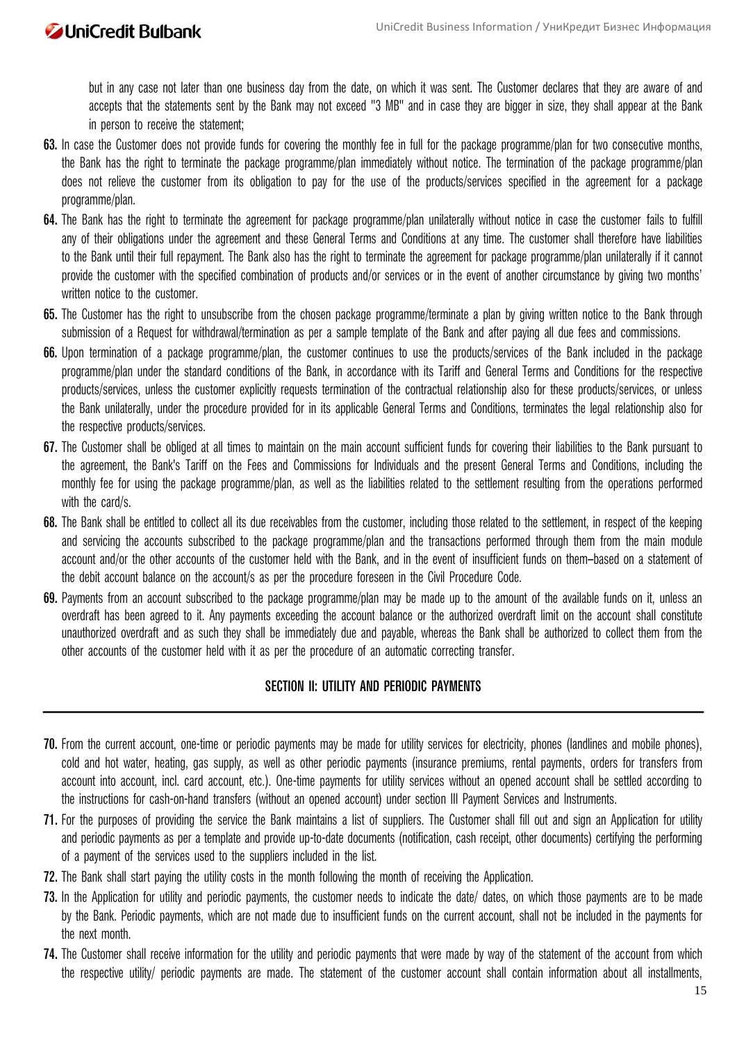but in any case not later than one business day from the date, on which it was sent. The Customer declares that they are aware of and accepts that the statements sent by the Bank may not exceed "3 MB" and in case they are bigger in size, they shall appear at the Bank in person to receive the statement;

**63.** In case the Customer does not provide funds for covering the monthly fee in full for the package programme/plan for two consecutive months, the Bank has the right to terminate the package programme/plan immediately without notice. The termination of the package programme/plan does not relieve the customer from its obligation to pay for the use of the products/services specified in the agreement for a package programme/plan.

**64.** The Bank has the right to terminate the agreement for package programme/plan unilaterally without notice in case the customer fails to fulfill any of their obligations under the agreement and these General Terms and Conditions at any time. The customer shall therefore have liabilities to the Bank until their full repayment. The Bank also has the right to terminate the agreement for package programme/plan unilaterally if it cannot provide the customer with the specified combination of products and/or services or in the event of another circumstance by giving two months' written notice to the customer.

**65.** The Customer has the right to unsubscribe from the chosen package programme/terminate a plan by giving written notice to the Bank through submission of a Request for withdrawal/termination as per a sample template of the Bank and after paying all due fees and commissions.

**66.** Upon termination of a package programme/plan, the customer continues to use the products/services of the Bank included in the package programme/plan under the standard conditions of the Bank, in accordance with its Tariff and General Terms and Conditions for the respective products/services, unless the customer explicitly requests termination of the contractual relationship also for these products/services, or unless the Bank unilaterally, under the procedure provided for in its applicable General Terms and Conditions, terminates the legal relationship also for the respective products/services.

**67.** The Customer shall be obliged at all times to maintain on the main account sufficient funds for covering their liabilities to the Bank pursuant to the agreement, the Bank's Tariff on the Fees and Commissions for Individuals and the present General Terms and Conditions, including the monthly fee for using the package programme/plan, as well as the liabilities related to the settlement resulting from the operations performed with the card/s.

**68.** The Bank shall be entitled to collect all its due receivables from the customer, including those related to the settlement, in respect of the keeping and servicing the accounts subscribed to the package programme/plan and the transactions performed through them from the main module account and/or the other accounts of the customer held with the Bank, and in the event of insufficient funds on them–based on a statement of the debit account balance on the account/s as per the procedure foreseen in the Civil Procedure Code.

**69.** Payments from an account subscribed to the package programme/plan may be made up to the amount of the available funds on it, unless an overdraft has been agreed to it. Any payments exceeding the account balance or the authorized overdraft limit on the account shall constitute unauthorized overdraft and as such they shall be immediately due and payable, whereas the Bank shall be authorized to collect them from the other accounts of the customer held with it as per the procedure of an automatic correcting transfer.

## SECTION II: UTILITY AND PERIODIC PAYMENTS

**70.** From the current account, one-time or periodic payments may be made for utility services for electricity, phones (landlines and mobile phones), cold and hot water, heating, gas supply, as well as other periodic payments (insurance premiums, rental payments, orders for transfers from account into account, incl. card account, etc.). One-time payments for utility services without an opened account shall be settled according to the instructions for cash-on-hand transfers (without an opened account) under section III Payment Services and Instruments.

**71.** For the purposes of providing the service the Bank maintains a list of suppliers. The Customer shall fill out and sign an Application for utility and periodic payments as per a template and provide up-to-date documents (notification, cash receipt, other documents) certifying the performing of a payment of the services used to the suppliers included in the list.

**72.** The Bank shall start paying the utility costs in the month following the month of receiving the Application.

**73.** In the Application for utility and periodic payments, the customer needs to indicate the date/ dates, on which those payments are to be made by the Bank. Periodic payments, which are not made due to insufficient funds on the current account, shall not be included in the payments for the next month.

**74.** The Customer shall receive information for the utility and periodic payments that were made by way of the statement of the account from which the respective utility/ periodic payments are made. The statement of the customer account shall contain information about all installments,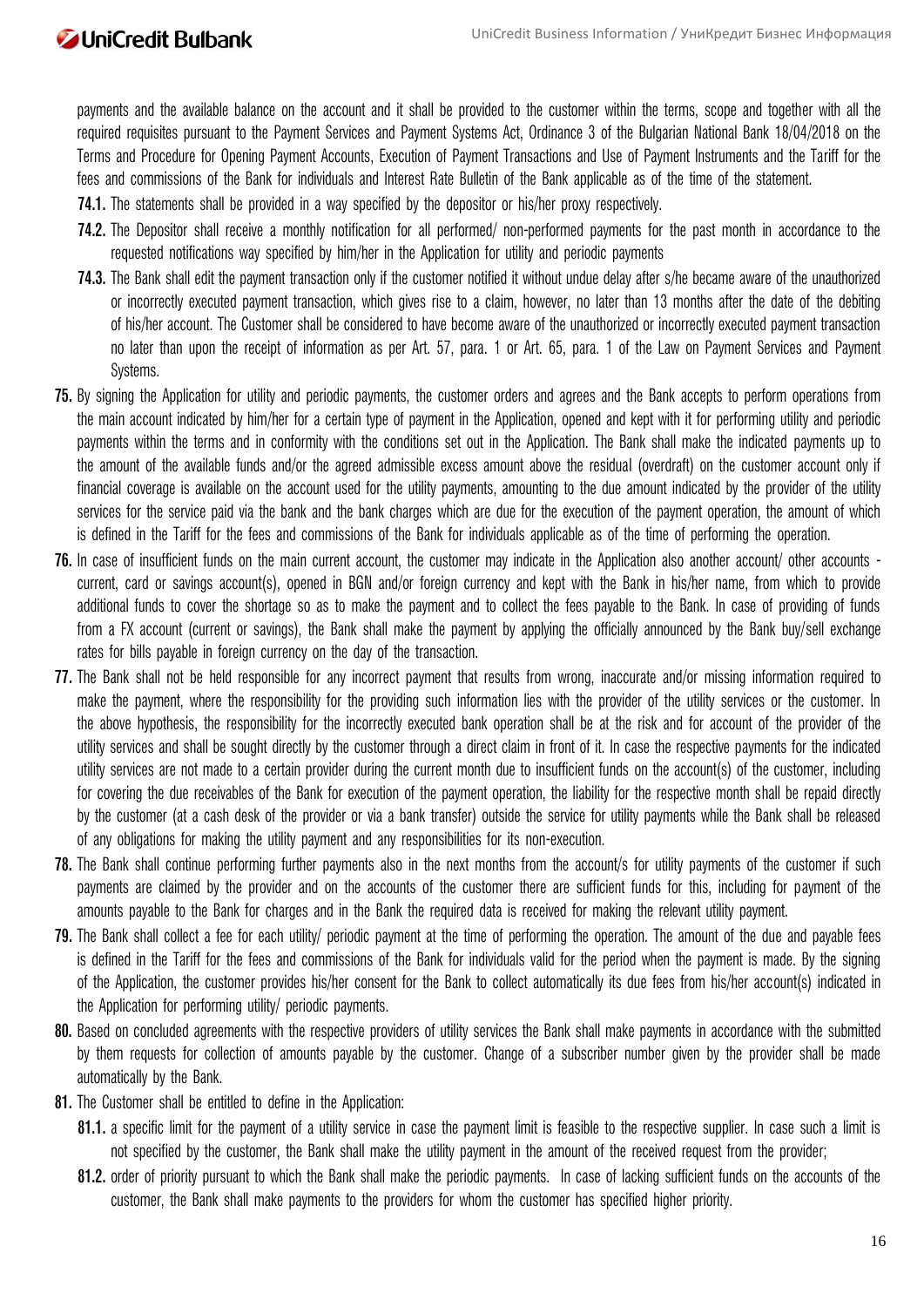payments and the available balance on the account and it shall be provided to the customer within the terms, scope and together with all the required requisites pursuant to the Payment Services and Payment Systems Act, Ordinance 3 of the Bulgarian National Bank 18/04/2018 on the Terms and Procedure for Opening Payment Accounts, Execution of Payment Transactions and Use of Payment Instruments and the Tariff for the fees and commissions of the Bank for individuals and Interest Rate Bulletin of the Bank applicable as of the time of the statement.

**74.1.** The statements shall be provided in a way specified by the depositor or his/her proxy respectively.

**74.2.** The Depositor shall receive a monthly notification for all performed/ non-performed payments for the past month in accordance to the requested notifications way specified by him/her in the Application for utility and periodic payments

**74.3.** The Bank shall edit the payment transaction only if the customer notified it without undue delay after s/he became aware of the unauthorized or incorrectly executed payment transaction, which gives rise to a claim, however, no later than 13 months after the date of the debiting of his/her account. The Customer shall be considered to have become aware of the unauthorized or incorrectly executed payment transaction no later than upon the receipt of information as per Art. 57, para. 1 or Art. 65, para. 1 of the Law on Payment Services and Payment Systems.

**75.** By signing the Application for utility and periodic payments, the customer orders and agrees and the Bank accepts to perform operations from the main account indicated by him/her for a certain type of payment in the Application, opened and kept with it for performing utility and periodic payments within the terms and in conformity with the conditions set out in the Application. The Bank shall make the indicated payments up to the amount of the available funds and/or the agreed admissible excess amount above the residual (overdraft) on the customer account only if financial coverage is available on the account used for the utility payments, amounting to the due amount indicated by the provider of the utility services for the service paid via the bank and the bank charges which are due for the execution of the payment operation, the amount of which is defined in the Tariff for the fees and commissions of the Bank for individuals applicable as of the time of performing the operation.

**76.** In case of insufficient funds on the main current account, the customer may indicate in the Application also another account/ other accounts - current, card or savings account(s), opened in BGN and/or foreign currency and kept with the Bank in his/her name, from which to provide additional funds to cover the shortage so as to make the payment and to collect the fees payable to the Bank. In case of providing of funds from a FX account (current or savings), the Bank shall make the payment by applying the officially announced by the Bank buy/sell exchange rates for bills payable in foreign currency on the day of the transaction.

**77.** The Bank shall not be held responsible for any incorrect payment that results from wrong, inaccurate and/or missing information required to make the payment, where the responsibility for the providing such information lies with the provider of the utility services or the customer. In the above hypothesis, the responsibility for the incorrectly executed bank operation shall be at the risk and for account of the provider of the utility services and shall be sought directly by the customer through a direct claim in front of it. In case the respective payments for the indicated utility services are not made to a certain provider during the current month due to insufficient funds on the account(s) of the customer, including for covering the due receivables of the Bank for execution of the payment operation, the liability for the respective month shall be repaid directly by the customer (at a cash desk of the provider or via a bank transfer) outside the service for utility payments while the Bank shall be released of any obligations for making the utility payment and any responsibilities for its non-execution.

**78.** The Bank shall continue performing further payments also in the next months from the account/s for utility payments of the customer if such payments are claimed by the provider and on the accounts of the customer there are sufficient funds for this, including for payment of the amounts payable to the Bank for charges and in the Bank the required data is received for making the relevant utility payment.

**79.** The Bank shall collect a fee for each utility/ periodic payment at the time of performing the operation. The amount of the due and payable fees is defined in the Tariff for the fees and commissions of the Bank for individuals valid for the period when the payment is made. By the signing of the Application, the customer provides his/her consent for the Bank to collect automatically its due fees from his/her account(s) indicated in the Application for performing utility/ periodic payments.

**80.** Based on concluded agreements with the respective providers of utility services the Bank shall make payments in accordance with the submitted by them requests for collection of amounts payable by the customer. Change of a subscriber number given by the provider shall be made automatically by the Bank.

**81.** The Customer shall be entitled to define in the Application:

**81.1.** a specific limit for the payment of a utility service in case the payment limit is feasible to the respective supplier. In case such a limit is not specified by the customer, the Bank shall make the utility payment in the amount of the received request from the provider;

**81.2.** order of priority pursuant to which the Bank shall make the periodic payments. In case of lacking sufficient funds on the accounts of the customer, the Bank shall make payments to the providers for whom the customer has specified higher priority.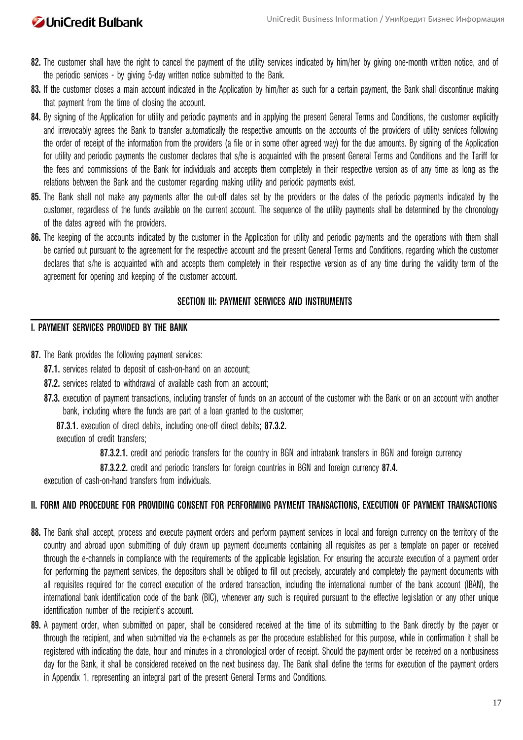**82.** The customer shall have the right to cancel the payment of the utility services indicated by him/her by giving one-month written notice, and of the periodic services - by giving 5-day written notice submitted to the Bank.

**83.** If the customer closes a main account indicated in the Application by him/her as such for a certain payment, the Bank shall discontinue making that payment from the time of closing the account.

**84.** By signing of the Application for utility and periodic payments and in applying the present General Terms and Conditions, the customer explicitly and irrevocably agrees the Bank to transfer automatically the respective amounts on the accounts of the providers of utility services following the order of receipt of the information from the providers (a file or in some other agreed way) for the due amounts. By signing of the Application for utility and periodic payments the customer declares that s/he is acquainted with the present General Terms and Conditions and the Tariff for the fees and commissions of the Bank for individuals and accepts them completely in their respective version as of any time as long as the relations between the Bank and the customer regarding making utility and periodic payments exist.

**85.** The Bank shall not make any payments after the cut-off dates set by the providers or the dates of the periodic payments indicated by the customer, regardless of the funds available on the current account. The sequence of the utility payments shall be determined by the chronology of the dates agreed with the providers.

**86.** The keeping of the accounts indicated by the customer in the Application for utility and periodic payments and the operations with them shall be carried out pursuant to the agreement for the respective account and the present General Terms and Conditions, regarding which the customer declares that s/he is acquainted with and accepts them completely in their respective version as of any time during the validity term of the agreement for opening and keeping of the customer account.

## SECTION III: PAYMENT SERVICES AND INSTRUMENTS

### I. PAYMENT SERVICES PROVIDED BY THE BANK

**87.** The Bank provides the following payment services:

**87.1.** services related to deposit of cash-on-hand on an account;

**87.2.** services related to withdrawal of available cash from an account;

**87.3.** execution of payment transactions, including transfer of funds on an account of the customer with the Bank or on an account with another bank, including where the funds are part of a loan granted to the customer;

**87.3.1.** execution of direct debits, including one-off direct debits;

**87.3.2.** execution of credit transfers;

**87.3.2.1.** credit and periodic transfers for the country in BGN and intrabank transfers in BGN and foreign currency

**87.3.2.2.** credit and periodic transfers for foreign countries in BGN and foreign currency

**87.4.** execution of cash-on-hand transfers from individuals.

### II. FORM AND PROCEDURE FOR PROVIDING CONSENT FOR PERFORMING PAYMENT TRANSACTIONS, EXECUTION OF PAYMENT TRANSACTIONS

**88.** The Bank shall accept, process and execute payment orders and perform payment services in local and foreign currency on the territory of the country and abroad upon submitting of duly drawn up payment documents containing all requisites as per a template on paper or received through the e-channels in compliance with the requirements of the applicable legislation. For ensuring the accurate execution of a payment order for performing the payment services, the depositors shall be obliged to fill out precisely, accurately and completely the payment documents with all requisites required for the correct execution of the ordered transaction, including the international number of the bank account (IBAN), the international bank identification code of the bank (BIC), whenever any such is required pursuant to the effective legislation or any other unique identification number of the recipient's account.

**89.** A payment order, when submitted on paper, shall be considered received at the time of its submitting to the Bank directly by the payer or through the recipient, and when submitted via the e-channels as per the procedure established for this purpose, while in confirmation it shall be registered with indicating the date, hour and minutes in a chronological order of receipt. Should the payment order be received on a nonbusiness day for the Bank, it shall be considered received on the next business day. The Bank shall define the terms for execution of the payment orders in Appendix 1, representing an integral part of the present General Terms and Conditions.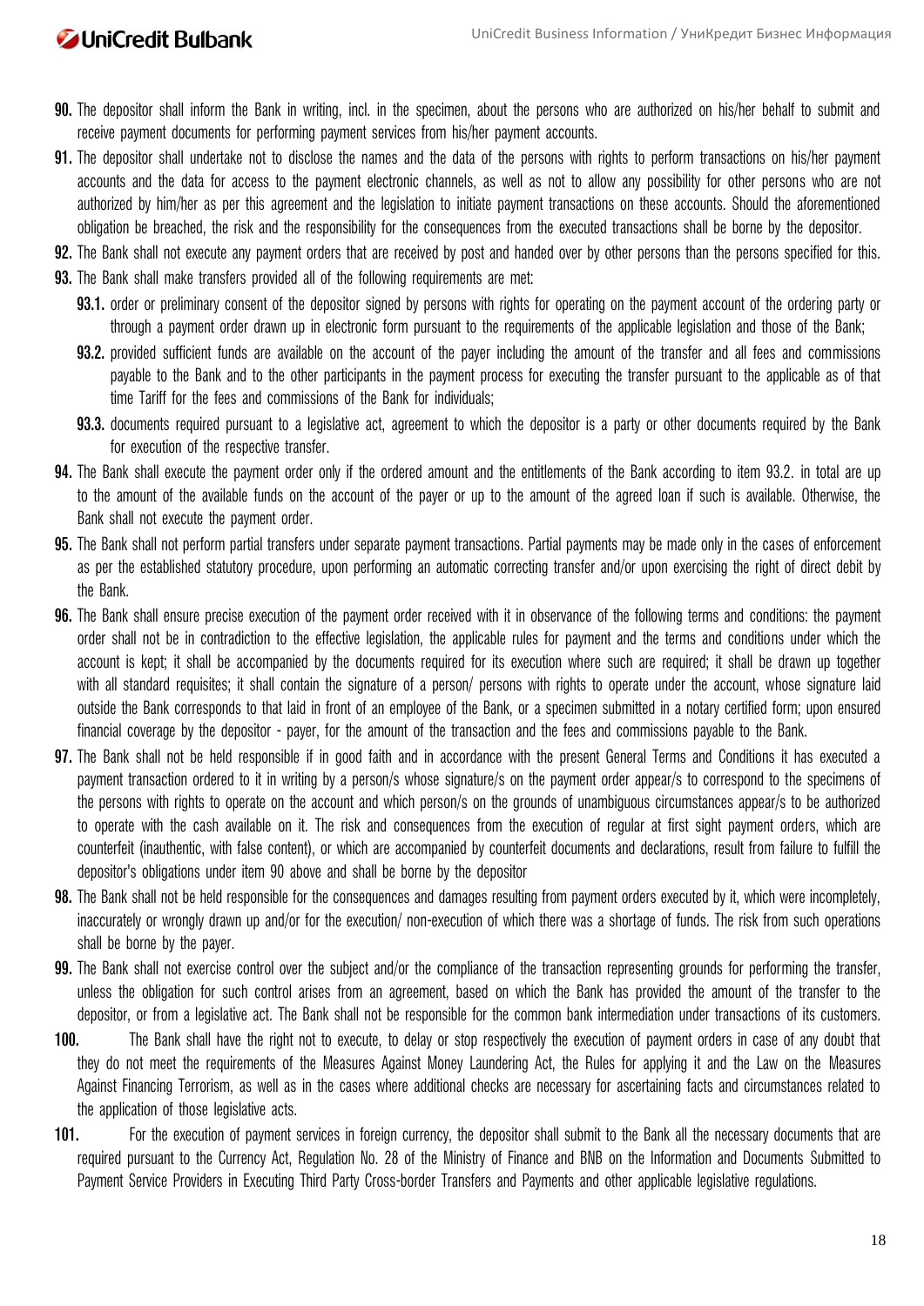**90.** The depositor shall inform the Bank in writing, incl. in the specimen, about the persons who are authorized on his/her behalf to submit and receive payment documents for performing payment services from his/her payment accounts.

**91.** The depositor shall undertake not to disclose the names and the data of the persons with rights to perform transactions on his/her payment accounts and the data for access to the payment electronic channels, as well as not to allow any possibility for other persons who are not authorized by him/her as per this agreement and the legislation to initiate payment transactions on these accounts. Should the aforementioned obligation be breached, the risk and the responsibility for the consequences from the executed transactions shall be borne by the depositor.

**92.** The Bank shall not execute any payment orders that are received by post and handed over by other persons than the persons specified for this.

**93.** The Bank shall make transfers provided all of the following requirements are met:

**93.1.** order or preliminary consent of the depositor signed by persons with rights for operating on the payment account of the ordering party or through a payment order drawn up in electronic form pursuant to the requirements of the applicable legislation and those of the Bank;

**93.2.** provided sufficient funds are available on the account of the payer including the amount of the transfer and all fees and commissions payable to the Bank and to the other participants in the payment process for executing the transfer pursuant to the applicable as of that time Tariff for the fees and commissions of the Bank for individuals;

**93.3.** documents required pursuant to a legislative act, agreement to which the depositor is a party or other documents required by the Bank for execution of the respective transfer.

**94.** The Bank shall execute the payment order only if the ordered amount and the entitlements of the Bank according to item 93.2. in total are up to the amount of the available funds on the account of the payer or up to the amount of the agreed loan if such is available. Otherwise, the Bank shall not execute the payment order.

**95.** The Bank shall not perform partial transfers under separate payment transactions. Partial payments may be made only in the cases of enforcement as per the established statutory procedure, upon performing an automatic correcting transfer and/or upon exercising the right of direct debit by the Bank.

**96.** The Bank shall ensure precise execution of the payment order received with it in observance of the following terms and conditions: the payment order shall not be in contradiction to the effective legislation, the applicable rules for payment and the terms and conditions under which the account is kept; it shall be accompanied by the documents required for its execution where such are required; it shall be drawn up together with all standard requisites; it shall contain the signature of a person/ persons with rights to operate under the account, whose signature laid outside the Bank corresponds to that laid in front of an employee of the Bank, or a specimen submitted in a notary certified form; upon ensured financial coverage by the depositor - payer, for the amount of the transaction and the fees and commissions payable to the Bank.

**97.** The Bank shall not be held responsible if in good faith and in accordance with the present General Terms and Conditions it has executed a payment transaction ordered to it in writing by a person/s whose signature/s on the payment order appear/s to correspond to the specimens of the persons with rights to operate on the account and which person/s on the grounds of unambiguous circumstances appear/s to be authorized to operate with the cash available on it. The risk and consequences from the execution of regular at first sight payment orders, which are counterfeit (inauthentic, with false content), or which are accompanied by counterfeit documents and declarations, result from failure to fulfill the depositor's obligations under item 90 above and shall be borne by the depositor

**98.** The Bank shall not be held responsible for the consequences and damages resulting from payment orders executed by it, which were incompletely, inaccurately or wrongly drawn up and/or for the execution/ non-execution of which there was a shortage of funds. The risk from such operations shall be borne by the payer.

**99.** The Bank shall not exercise control over the subject and/or the compliance of the transaction representing grounds for performing the transfer, unless the obligation for such control arises from an agreement, based on which the Bank has provided the amount of the transfer to the depositor, or from a legislative act. The Bank shall not be responsible for the common bank intermediation under transactions of its customers.

**100.** The Bank shall have the right not to execute, to delay or stop respectively the execution of payment orders in case of any doubt that they do not meet the requirements of the Measures Against Money Laundering Act, the Rules for applying it and the Law on the Measures Against Financing Terrorism, as well as in the cases where additional checks are necessary for ascertaining facts and circumstances related to the application of those legislative acts.

**101.** For the execution of payment services in foreign currency, the depositor shall submit to the Bank all the necessary documents that are required pursuant to the Currency Act, Regulation No. 28 of the Ministry of Finance and BNB on the Information and Documents Submitted to Payment Service Providers in Executing Third Party Cross-border Transfers and Payments and other applicable legislative regulations.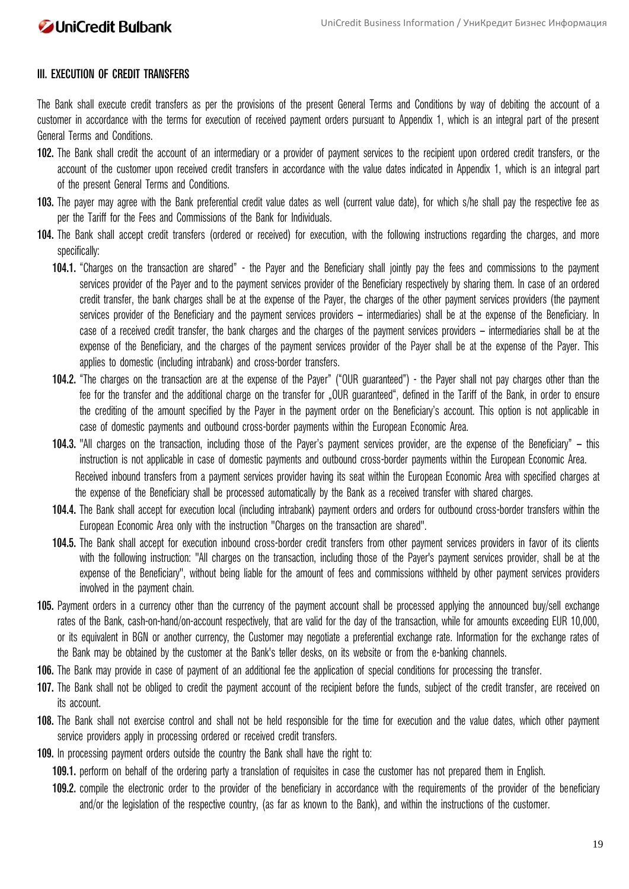## III. EXECUTION OF CREDIT TRANSFERS

The Bank shall execute credit transfers as per the provisions of the present General Terms and Conditions by way of debiting the account of a customer in accordance with the terms for execution of received payment orders pursuant to Appendix 1, which is an integral part of the present General Terms and Conditions.

**102.** The Bank shall credit the account of an intermediary or a provider of payment services to the recipient upon ordered credit transfers, or the account of the customer upon received credit transfers in accordance with the value dates indicated in Appendix 1, which is an integral part of the present General Terms and Conditions.

**103.** The payer may agree with the Bank preferential credit value dates as well (current value date), for which s/he shall pay the respective fee as per the Tariff for the Fees and Commissions of the Bank for Individuals.

**104.** The Bank shall accept credit transfers (ordered or received) for execution, with the following instructions regarding the charges, and more specifically:

**104.1.** "Charges on the transaction are shared" - the Payer and the Beneficiary shall jointly pay the fees and commissions to the payment services provider of the Payer and to the payment services provider of the Beneficiary respectively by sharing them. In case of an ordered credit transfer, the bank charges shall be at the expense of the Payer, the charges of the other payment services providers (the payment services provider of the Beneficiary and the payment services providers – intermediaries) shall be at the expense of the Beneficiary. In case of a received credit transfer, the bank charges and the charges of the payment services providers – intermediaries shall be at the expense of the Beneficiary, and the charges of the payment services provider of the Payer shall be at the expense of the Payer. This applies to domestic (including intrabank) and cross-border transfers.

**104.2.** "The charges on the transaction are at the expense of the Payer" ("OUR guaranteed") - the Payer shall not pay charges other than the fee for the transfer and the additional charge on the transfer for „OUR guaranteed", defined in the Tariff of the Bank, in order to ensure the crediting of the amount specified by the Payer in the payment order on the Beneficiary's account. This option is not applicable in case of domestic payments and outbound cross-border payments within the European Economic Area.

**104.3.** "All charges on the transaction, including those of the Payer's payment services provider, are the expense of the Beneficiary" – this instruction is not applicable in case of domestic payments and outbound cross-border payments within the European Economic Area. Received inbound transfers from a payment services provider having its seat within the European Economic Area with specified charges at the expense of the Beneficiary shall be processed automatically by the Bank as a received transfer with shared charges.

**104.4.** The Bank shall accept for execution local (including intrabank) payment orders and orders for outbound cross-border transfers within the European Economic Area only with the instruction "Charges on the transaction are shared".

**104.5.** The Bank shall accept for execution inbound cross-border credit transfers from other payment services providers in favor of its clients with the following instruction: "All charges on the transaction, including those of the Payer's payment services provider, shall be at the expense of the Beneficiary", without being liable for the amount of fees and commissions withheld by other payment services providers involved in the payment chain.

**105.** Payment orders in a currency other than the currency of the payment account shall be processed applying the announced buy/sell exchange rates of the Bank, cash-on-hand/on-account respectively, that are valid for the day of the transaction, while for amounts exceeding EUR 10,000, or its equivalent in BGN or another currency, the Customer may negotiate a preferential exchange rate. Information for the exchange rates of the Bank may be obtained by the customer at the Bank's teller desks, on its website or from the e-banking channels.

**106.** The Bank may provide in case of payment of an additional fee the application of special conditions for processing the transfer.

**107.** The Bank shall not be obliged to credit the payment account of the recipient before the funds, subject of the credit transfer, are received on its account.

**108.** The Bank shall not exercise control and shall not be held responsible for the time for execution and the value dates, which other payment service providers apply in processing ordered or received credit transfers.

**109.** In processing payment orders outside the country the Bank shall have the right to:

**109.1.** perform on behalf of the ordering party a translation of requisites in case the customer has not prepared them in English.

**109.2.** compile the electronic order to the provider of the beneficiary in accordance with the requirements of the provider of the beneficiary and/or the legislation of the respective country, (as far as known to the Bank), and within the instructions of the customer.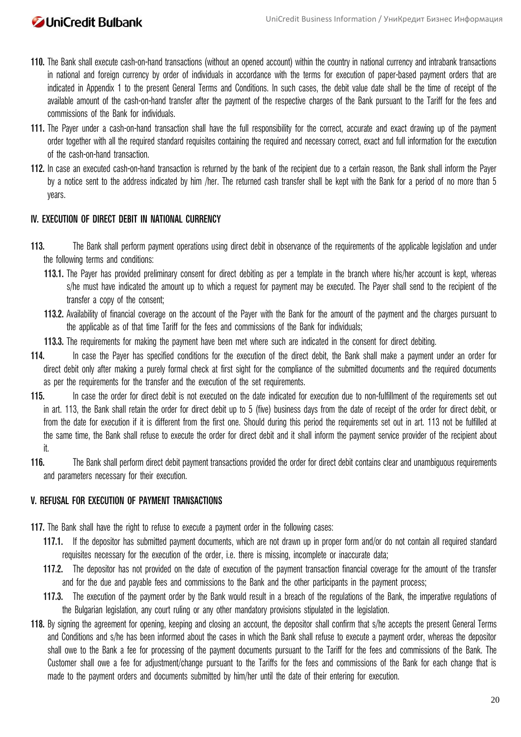**110.** The Bank shall execute cash-on-hand transactions (without an opened account) within the country in national currency and intrabank transactions in national and foreign currency by order of individuals in accordance with the terms for execution of paper-based payment orders that are indicated in Appendix 1 to the present General Terms and Conditions. In such cases, the debit value date shall be the time of receipt of the available amount of the cash-on-hand transfer after the payment of the respective charges of the Bank pursuant to the Tariff for the fees and commissions of the Bank for individuals.

**111.** The Payer under a cash-on-hand transaction shall have the full responsibility for the correct, accurate and exact drawing up of the payment order together with all the required standard requisites containing the required and necessary correct, exact and full information for the execution of the cash-on-hand transaction.

**112.** In case an executed cash-on-hand transaction is returned by the bank of the recipient due to a certain reason, the Bank shall inform the Payer by a notice sent to the address indicated by him /her. The returned cash transfer shall be kept with the Bank for a period of no more than 5 years.

## IV. EXECUTION OF DIRECT DEBIT IN NATIONAL CURRENCY

**113.** The Bank shall perform payment operations using direct debit in observance of the requirements of the applicable legislation and under the following terms and conditions:

- **113.1.** The Payer has provided preliminary consent for direct debiting as per a template in the branch where his/her account is kept, whereas s/he must have indicated the amount up to which a request for payment may be executed. The Payer shall send to the recipient of the transfer a copy of the consent;
- **113.2.** Availability of financial coverage on the account of the Payer with the Bank for the amount of the payment and the charges pursuant to the applicable as of that time Tariff for the fees and commissions of the Bank for individuals;
- **113.3.** The requirements for making the payment have been met where such are indicated in the consent for direct debiting.

**114.** In case the Payer has specified conditions for the execution of the direct debit, the Bank shall make a payment under an order for direct debit only after making a purely formal check at first sight for the compliance of the submitted documents and the required documents as per the requirements for the transfer and the execution of the set requirements.

**115.** In case the order for direct debit is not executed on the date indicated for execution due to non-fulfillment of the requirements set out in art. 113, the Bank shall retain the order for direct debit up to 5 (five) business days from the date of receipt of the order for direct debit, or from the date for execution if it is different from the first one. Should during this period the requirements set out in art. 113 not be fulfilled at the same time, the Bank shall refuse to execute the order for direct debit and it shall inform the payment service provider of the recipient about it.

**116.** The Bank shall perform direct debit payment transactions provided the order for direct debit contains clear and unambiguous requirements and parameters necessary for their execution.

## V. REFUSAL FOR EXECUTION OF PAYMENT TRANSACTIONS

**117.** The Bank shall have the right to refuse to execute a payment order in the following cases:

- **117.1.** If the depositor has submitted payment documents, which are not drawn up in proper form and/or do not contain all required standard requisites necessary for the execution of the order, i.e. there is missing, incomplete or inaccurate data;
- **117.2.** The depositor has not provided on the date of execution of the payment transaction financial coverage for the amount of the transfer and for the due and payable fees and commissions to the Bank and the other participants in the payment process;
- **117.3.** The execution of the payment order by the Bank would result in a breach of the regulations of the Bank, the imperative regulations of the Bulgarian legislation, any court ruling or any other mandatory provisions stipulated in the legislation.

**118.** By signing the agreement for opening, keeping and closing an account, the depositor shall confirm that s/he accepts the present General Terms and Conditions and s/he has been informed about the cases in which the Bank shall refuse to execute a payment order, whereas the depositor shall owe to the Bank a fee for processing of the payment documents pursuant to the Tariff for the fees and commissions of the Bank. The Customer shall owe a fee for adjustment/change pursuant to the Tariffs for the fees and commissions of the Bank for each change that is made to the payment orders and documents submitted by him/her until the date of their entering for execution.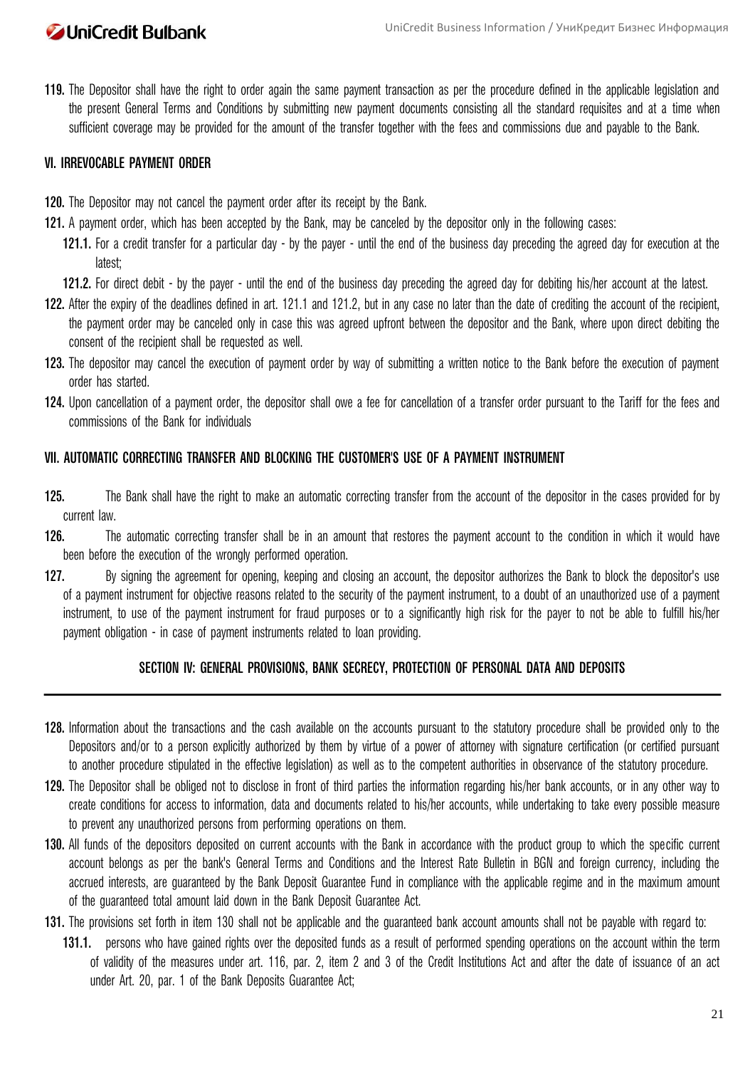**119.** The Depositor shall have the right to order again the same payment transaction as per the procedure defined in the applicable legislation and the present General Terms and Conditions by submitting new payment documents consisting all the standard requisites and at a time when sufficient coverage may be provided for the amount of the transfer together with the fees and commissions due and payable to the Bank.

### VI. IRREVOCABLE PAYMENT ORDER

**120.** The Depositor may not cancel the payment order after its receipt by the Bank.

**121.** A payment order, which has been accepted by the Bank, may be canceled by the depositor only in the following cases:

**121.1.** For a credit transfer for a particular day - by the payer - until the end of the business day preceding the agreed day for execution at the latest;

**121.2.** For direct debit - by the payer - until the end of the business day preceding the agreed day for debiting his/her account at the latest.

**122.** After the expiry of the deadlines defined in art. 121.1 and 121.2, but in any case no later than the date of crediting the account of the recipient, the payment order may be canceled only in case this was agreed upfront between the depositor and the Bank, where upon direct debiting the consent of the recipient shall be requested as well.

**123.** The depositor may cancel the execution of payment order by way of submitting a written notice to the Bank before the execution of payment order has started.

**124.** Upon cancellation of a payment order, the depositor shall owe a fee for cancellation of a transfer order pursuant to the Tariff for the fees and commissions of the Bank for individuals

### VII. AUTOMATIC CORRECTING TRANSFER AND BLOCKING THE CUSTOMER'S USE OF A PAYMENT INSTRUMENT

**125.** The Bank shall have the right to make an automatic correcting transfer from the account of the depositor in the cases provided for by current law.

**126.** The automatic correcting transfer shall be in an amount that restores the payment account to the condition in which it would have been before the execution of the wrongly performed operation.

**127.** By signing the agreement for opening, keeping and closing an account, the depositor authorizes the Bank to block the depositor's use of a payment instrument for objective reasons related to the security of the payment instrument, to a doubt of an unauthorized use of a payment instrument, to use of the payment instrument for fraud purposes or to a significantly high risk for the payer to not be able to fulfill his/her payment obligation - in case of payment instruments related to loan providing.

## SECTION IV: GENERAL PROVISIONS, BANK SECRECY, PROTECTION OF PERSONAL DATA AND DEPOSITS

**128.** Information about the transactions and the cash available on the accounts pursuant to the statutory procedure shall be provided only to the Depositors and/or to a person explicitly authorized by them by virtue of a power of attorney with signature certification (or certified pursuant to another procedure stipulated in the effective legislation) as well as to the competent authorities in observance of the statutory procedure.

**129.** The Depositor shall be obliged not to disclose in front of third parties the information regarding his/her bank accounts, or in any other way to create conditions for access to information, data and documents related to his/her accounts, while undertaking to take every possible measure to prevent any unauthorized persons from performing operations on them.

**130.** All funds of the depositors deposited on current accounts with the Bank in accordance with the product group to which the specific current account belongs as per the bank's General Terms and Conditions and the Interest Rate Bulletin in BGN and foreign currency, including the accrued interests, are guaranteed by the Bank Deposit Guarantee Fund in compliance with the applicable regime and in the maximum amount of the guaranteed total amount laid down in the Bank Deposit Guarantee Act.

**131.** The provisions set forth in item 130 shall not be applicable and the guaranteed bank account amounts shall not be payable with regard to:

**131.1.** persons who have gained rights over the deposited funds as a result of performed spending operations on the account within the term of validity of the measures under art. 116, par. 2, item 2 and 3 of the Credit Institutions Act and after the date of issuance of an act under Art. 20, par. 1 of the Bank Deposits Guarantee Act;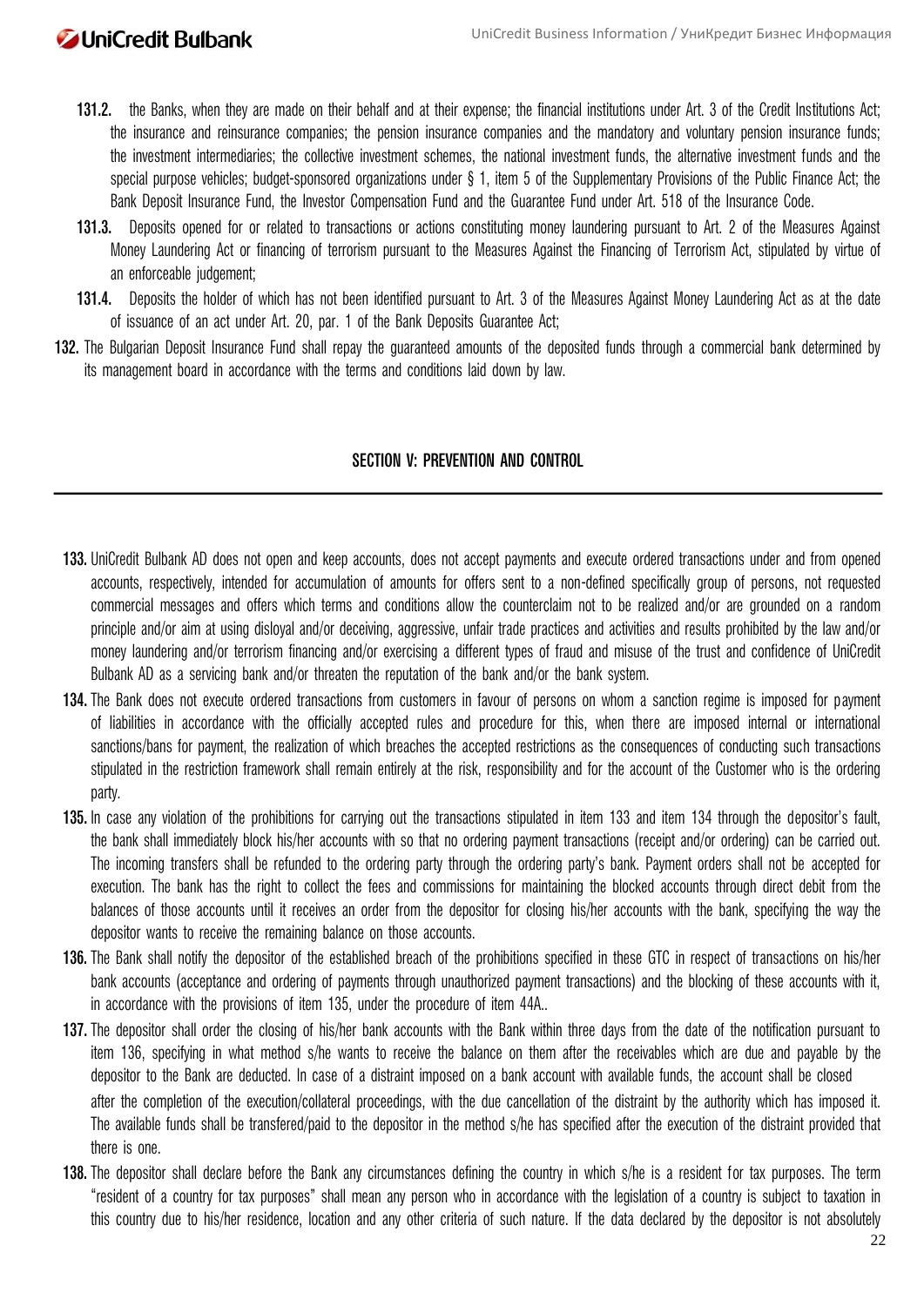131.2. the Banks, when they are made on their behalf and at their expense; the financial institutions under Art. 3 of the Credit Institutions Act; the insurance and reinsurance companies; the pension insurance companies and the mandatory and voluntary pension insurance funds; the investment intermediaries; the collective investment schemes, the national investment funds, the alternative investment funds and the special purpose vehicles; budget-sponsored organizations under § 1, item 5 of the Supplementary Provisions of the Public Finance Act; the Bank Deposit Insurance Fund, the Investor Compensation Fund and the Guarantee Fund under Art. 518 of the Insurance Code.

131.3. Deposits opened for or related to transactions or actions constituting money laundering pursuant to Art. 2 of the Measures Against Money Laundering Act or financing of terrorism pursuant to the Measures Against the Financing of Terrorism Act, stipulated by virtue of an enforceable judgement;

131.4. Deposits the holder of which has not been identified pursuant to Art. 3 of the Measures Against Money Laundering Act as at the date of issuance of an act under Art. 20, par. 1 of the Bank Deposits Guarantee Act;

132. The Bulgarian Deposit Insurance Fund shall repay the guaranteed amounts of the deposited funds through a commercial bank determined by its management board in accordance with the terms and conditions laid down by law.

## SECTION V: PREVENTION AND CONTROL

133. UniCredit Bulbank AD does not open and keep accounts, does not accept payments and execute ordered transactions under and from opened accounts, respectively, intended for accumulation of amounts for offers sent to a non-defined specifically group of persons, not requested commercial messages and offers which terms and conditions allow the counterclaim not to be realized and/or are grounded on a random principle and/or aim at using disloyal and/or deceiving, aggressive, unfair trade practices and activities and results prohibited by the law and/or money laundering and/or terrorism financing and/or exercising a different types of fraud and misuse of the trust and confidence of UniCredit Bulbank AD as a servicing bank and/or threaten the reputation of the bank and/or the bank system.

134. The Bank does not execute ordered transactions from customers in favour of persons on whom a sanction regime is imposed for payment of liabilities in accordance with the officially accepted rules and procedure for this, when there are imposed internal or international sanctions/bans for payment, the realization of which breaches the accepted restrictions as the consequences of conducting such transactions stipulated in the restriction framework shall remain entirely at the risk, responsibility and for the account of the Customer who is the ordering party.

135. In case any violation of the prohibitions for carrying out the transactions stipulated in item 133 and item 134 through the depositor's fault, the bank shall immediately block his/her accounts with so that no ordering payment transactions (receipt and/or ordering) can be carried out. The incoming transfers shall be refunded to the ordering party through the ordering party's bank. Payment orders shall not be accepted for execution. The bank has the right to collect the fees and commissions for maintaining the blocked accounts through direct debit from the balances of those accounts until it receives an order from the depositor for closing his/her accounts with the bank, specifying the way the depositor wants to receive the remaining balance on those accounts.

136. The Bank shall notify the depositor of the established breach of the prohibitions specified in these GTC in respect of transactions on his/her bank accounts (acceptance and ordering of payments through unauthorized payment transactions) and the blocking of these accounts with it, in accordance with the provisions of item 135, under the procedure of item 44A..

137. The depositor shall order the closing of his/her bank accounts with the Bank within three days from the date of the notification pursuant to item 136, specifying in what method s/he wants to receive the balance on them after the receivables which are due and payable by the depositor to the Bank are deducted. In case of a distraint imposed on a bank account with available funds, the account shall be closed after the completion of the execution/collateral proceedings, with the due cancellation of the distraint by the authority which has imposed it. The available funds shall be transfered/paid to the depositor in the method s/he has specified after the execution of the distraint provided that there is one.

138. The depositor shall declare before the Bank any circumstances defining the country in which s/he is a resident for tax purposes. The term "resident of a country for tax purposes" shall mean any person who in accordance with the legislation of a country is subject to taxation in this country due to his/her residence, location and any other criteria of such nature. If the data declared by the depositor is not absolutely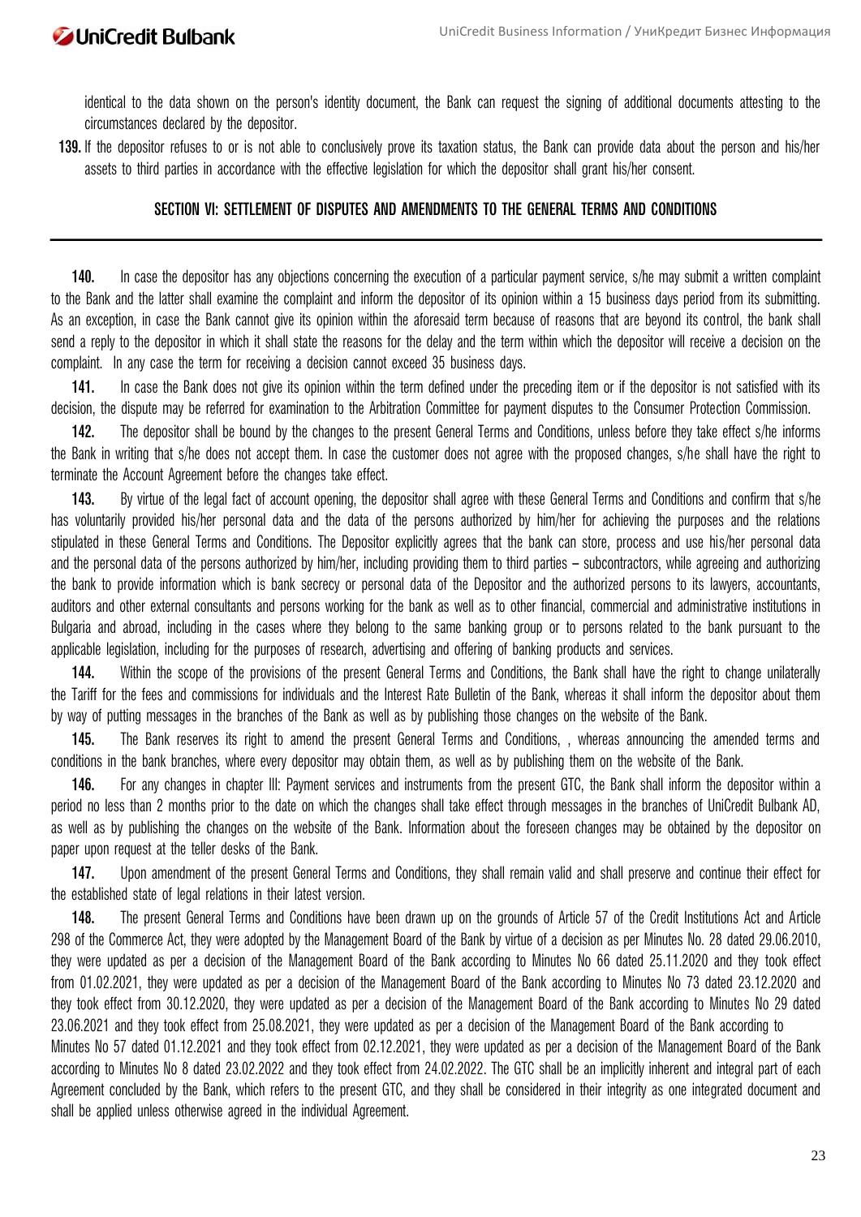identical to the data shown on the person's identity document, the Bank can request the signing of additional documents attesting to the circumstances declared by the depositor.

**139.** If the depositor refuses to or is not able to conclusively prove its taxation status, the Bank can provide data about the person and his/her assets to third parties in accordance with the effective legislation for which the depositor shall grant his/her consent.

## SECTION VI: SETTLEMENT OF DISPUTES AND AMENDMENTS TO THE GENERAL TERMS AND CONDITIONS

**140.** In case the depositor has any objections concerning the execution of a particular payment service, s/he may submit a written complaint to the Bank and the latter shall examine the complaint and inform the depositor of its opinion within a 15 business days period from its submitting. As an exception, in case the Bank cannot give its opinion within the aforesaid term because of reasons that are beyond its control, the bank shall send a reply to the depositor in which it shall state the reasons for the delay and the term within which the depositor will receive a decision on the complaint. In any case the term for receiving a decision cannot exceed 35 business days.

**141.** In case the Bank does not give its opinion within the term defined under the preceding item or if the depositor is not satisfied with its decision, the dispute may be referred for examination to the Arbitration Committee for payment disputes to the Consumer Protection Commission.

**142.** The depositor shall be bound by the changes to the present General Terms and Conditions, unless before they take effect s/he informs the Bank in writing that s/he does not accept them. In case the customer does not agree with the proposed changes, s/he shall have the right to terminate the Account Agreement before the changes take effect.

**143.** By virtue of the legal fact of account opening, the depositor shall agree with these General Terms and Conditions and confirm that s/he has voluntarily provided his/her personal data and the data of the persons authorized by him/her for achieving the purposes and the relations stipulated in these General Terms and Conditions. The Depositor explicitly agrees that the bank can store, process and use his/her personal data and the personal data of the persons authorized by him/her, including providing them to third parties – subcontractors, while agreeing and authorizing the bank to provide information which is bank secrecy or personal data of the Depositor and the authorized persons to its lawyers, accountants, auditors and other external consultants and persons working for the bank as well as to other financial, commercial and administrative institutions in Bulgaria and abroad, including in the cases where they belong to the same banking group or to persons related to the bank pursuant to the applicable legislation, including for the purposes of research, advertising and offering of banking products and services.

**144.** Within the scope of the provisions of the present General Terms and Conditions, the Bank shall have the right to change unilaterally the Tariff for the fees and commissions for individuals and the Interest Rate Bulletin of the Bank, whereas it shall inform the depositor about them by way of putting messages in the branches of the Bank as well as by publishing those changes on the website of the Bank.

**145.** The Bank reserves its right to amend the present General Terms and Conditions, , whereas announcing the amended terms and conditions in the bank branches, where every depositor may obtain them, as well as by publishing them on the website of the Bank.

**146.** For any changes in chapter III: Payment services and instruments from the present GTC, the Bank shall inform the depositor within a period no less than 2 months prior to the date on which the changes shall take effect through messages in the branches of UniCredit Bulbank AD, as well as by publishing the changes on the website of the Bank. Information about the foreseen changes may be obtained by the depositor on paper upon request at the teller desks of the Bank.

**147.** Upon amendment of the present General Terms and Conditions, they shall remain valid and shall preserve and continue their effect for the established state of legal relations in their latest version.

**148.** The present General Terms and Conditions have been drawn up on the grounds of Article 57 of the Credit Institutions Act and Article 298 of the Commerce Act, they were adopted by the Management Board of the Bank by virtue of a decision as per Minutes No. 28 dated 29.06.2010, they were updated as per a decision of the Management Board of the Bank according to Minutes No 66 dated 25.11.2020 and they took effect from 01.02.2021, they were updated as per a decision of the Management Board of the Bank according to Minutes No 73 dated 23.12.2020 and they took effect from 30.12.2020, they were updated as per a decision of the Management Board of the Bank according to Minutes No 29 dated 23.06.2021 and they took effect from 25.08.2021, they were updated as per a decision of the Management Board of the Bank according to Minutes No 57 dated 01.12.2021 and they took effect from 02.12.2021, they were updated as per a decision of the Management Board of the Bank according to Minutes No 8 dated 23.02.2022 and they took effect from 24.02.2022. The GTC shall be an implicitly inherent and integral part of each Agreement concluded by the Bank, which refers to the present GTC, and they shall be considered in their integrity as one integrated document and shall be applied unless otherwise agreed in the individual Agreement.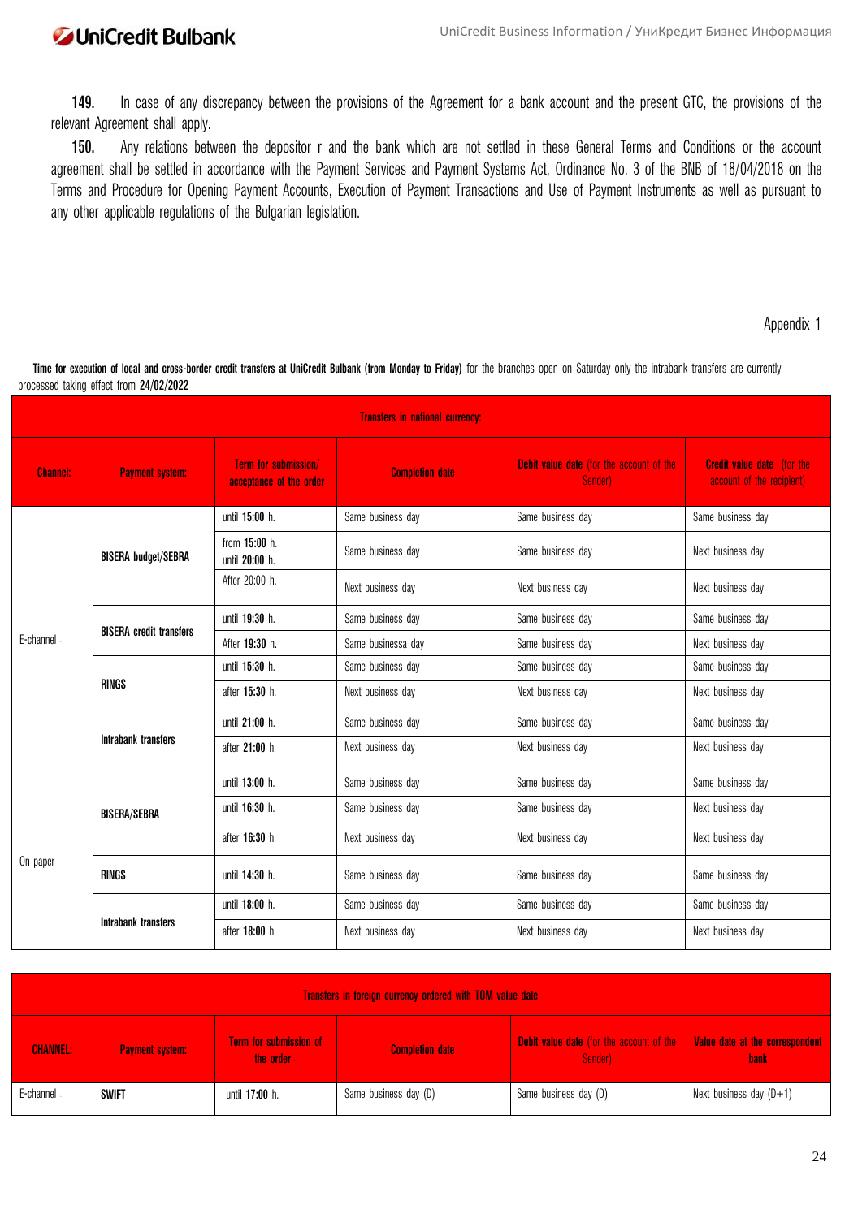**149.** In case of any discrepancy between the provisions of the Agreement for a bank account and the present GTC, the provisions of the relevant Agreement shall apply.

**150.** Any relations between the depositor r and the bank which are not settled in these General Terms and Conditions or the account agreement shall be settled in accordance with the Payment Services and Payment Systems Act, Ordinance No. 3 of the BNB of 18/04/2018 on the Terms and Procedure for Opening Payment Accounts, Execution of Payment Transactions and Use of Payment Instruments as well as pursuant to any other applicable regulations of the Bulgarian legislation.

Appendix 1

**Time for execution of local and cross-border credit transfers at UniCredit Bulbank (from Monday to Friday)** for the branches open on Saturday only the intrabank transfers are currently processed taking effect from **24/02/2022**

| Transfers in national currency: | | | | | |
|---|---|---|---|---|---|
| **Channel:** | **Payment system:** | **Term for submission/ acceptance of the order** | **Completion date** | **Debit value date** (for the account of the Sender) | **Credit value date** (for the account of the recipient) |
| E-channel | **BISERA budget/SEBRA** | until **15:00** h. | Same business day | Same business day | Same business day |
| | | from **15:00** h. until **20:00** h. | Same business day | Same business day | Next business day |
| | | After 20:00 h. | Next business day | Next business day | Next business day |
| | **BISERA credit transfers** | until **19:30** h. | Same business day | Same business day | Same business day |
| | | After **19:30** h. | Same businessa day | Same business day | Next business day |
| | **RINGS** | until **15:30** h. | Same business day | Same business day | Same business day |
| | | after **15:30** h. | Next business day | Next business day | Next business day |
| | **Intrabank transfers** | until **21:00** h. | Same business day | Same business day | Same business day |
| | | after **21:00** h. | Next business day | Next business day | Next business day |
| On paper | **BISERA/SEBRA** | until **13:00** h. | Same business day | Same business day | Same business day |
| | | until **16:30** h. | Same business day | Same business day | Next business day |
| | | after **16:30** h. | Next business day | Next business day | Next business day |
| | **RINGS** | until **14:30** h. | Same business day | Same business day | Same business day |
| | **Intrabank transfers** | until **18:00** h. | Same business day | Same business day | Same business day |
| | | after **18:00** h. | Next business day | Next business day | Next business day |

| Transfers in foreign currency ordered with TOM value date | | | | | |
|---|---|---|---|---|---|
| **CHANNEL:** | **Payment system:** | **Term for submission of the order** | **Completion date** | **Debit value date** (for the account of the Sender) | **Value date at the correspondent bank** |
| E-channel | **SWIFT** | until **17:00** h. | Same business day (D) | Same business day (D) | Next business day (D+1) |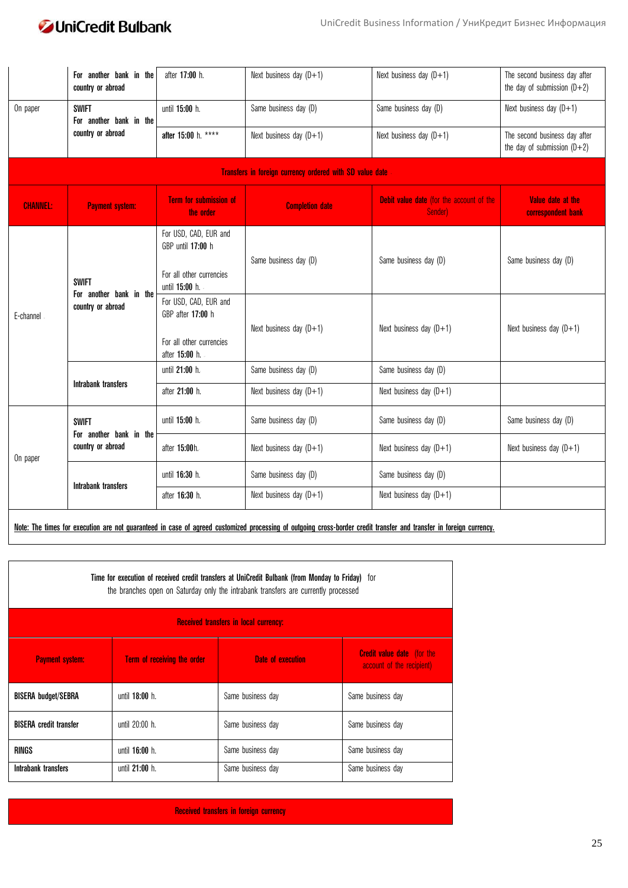| | | | | | |
|---|---|---|---|---|---|
| | For another bank in the country or abroad | after **17:00** h. | Next business day (D+1) | Next business day (D+1) | The second business day after the day of submission (D+2) |
| On paper | **SWIFT** For another bank in the country or abroad | until **15:00** h. | Same business day (D) | Same business day (D) | Next business day (D+1) |
| | | **after 15:00** h. **** | Next business day (D+1) | Next business day (D+1) | The second business day after the day of submission (D+2) |
| **Transfers in foreign currency ordered with SD value date** | | | | | |
| **CHANNEL:** | **Payment system:** | **Term for submission of the order** | **Completion date** | **Debit value date** (for the account of the Sender) | **Value date at the correspondent bank** |
| E-channel | **SWIFT** For another bank in the country or abroad | For USD, CAD, EUR and GBP until **17:00** h<br><br>For all other currencies until **15:00** h. | Same business day (D) | Same business day (D) | Same business day (D) |
| | | For USD, CAD, EUR and GBP after **17:00** h<br><br>For all other currencies after **15:00** h. | Next business day (D+1) | Next business day (D+1) | Next business day (D+1) |
| | **Intrabank transfers** | until **21:00** h. | Same business day (D) | Same business day (D) | |
| | | after **21:00** h. | Next business day (D+1) | Next business day (D+1) | |
| On paper | **SWIFT** For another bank in the country or abroad | until **15:00** h. | Same business day (D) | Same business day (D) | Same business day (D) |
| | | after **15:00**h. | Next business day (D+1) | Next business day (D+1) | Next business day (D+1) |
| | **Intrabank transfers** | until **16:30** h. | Same business day (D) | Same business day (D) | |
| | | after **16:30** h. | Next business day (D+1) | Next business day (D+1) | |

Note: The times for execution are not guaranteed in case of agreed customized processing of outgoing cross-border credit transfer and transfer in foreign currency.

**Time for execution of received credit transfers at UniCredit Bulbank (from Monday to Friday)** for the branches open on Saturday only the intrabank transfers are currently processed

**Received transfers in local currency:**

| **Payment system:** | **Term of receiving the order** | **Date of execution** | **Credit value date** (for the account of the recipient) |
|---|---|---|---|
| **BISERA budget/SEBRA** | until **18:00** h. | Same business day | Same business day |
| **BISERA credit transfer** | until 20:00 h. | Same business day | Same business day |
| **RINGS** | until **16:00** h. | Same business day | Same business day |
| **Intrabank transfers** | until **21:00** h. | Same business day | Same business day |

**Received transfers in foreign currency**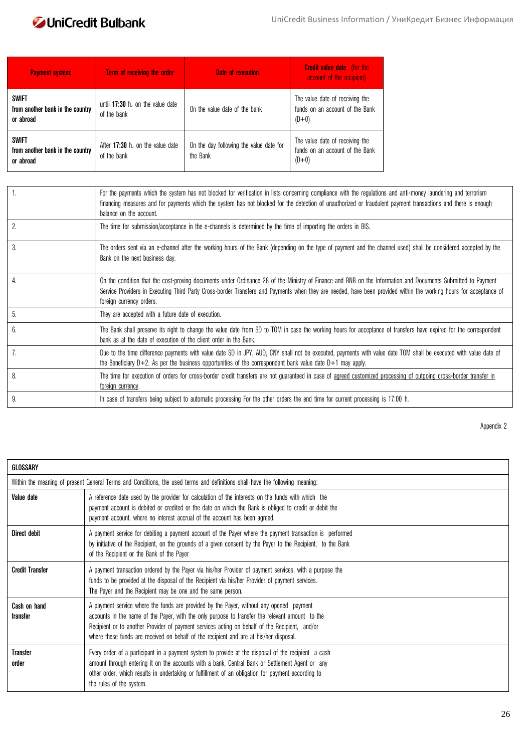| Payment system: | Term of receiving the order | Date of execution | Credit value date (for the account of the recipient) |
|---|---|---|---|
| **SWIFT** from another bank in the country or abroad | until **17:30** h. on the value date of the bank | On the value date of the bank | The value date of receiving the funds on an account of the Bank (D+0) |
| **SWIFT** from another bank in the country or abroad | After **17:30** h. on the value date of the bank | On the day following the value date for the Bank | The value date of receiving the funds on an account of the Bank (D+0) |

| | |
|---|---|
| 1. | For the payments which the system has not blocked for verification in lists concerning compliance with the regulations and anti-money laundering and terrorism financing measures and for payments which the system has not blocked for the detection of unauthorized or fraudulent payment transactions and there is enough balance on the account. |
| 2. | The time for submission/acceptance in the e-channels is determined by the time of importing the orders in BIS. |
| 3. | The orders sent via an e-channel after the working hours of the Bank (depending on the type of payment and the channel used) shall be considered accepted by the Bank on the next business day. |
| 4. | On the condition that the cost-proving documents under Ordinance 28 of the Ministry of Finance and BNB on the Information and Documents Submitted to Payment Service Providers in Executing Third Party Cross-border Transfers and Payments when they are needed, have been provided within the working hours for acceptance of foreign currency orders. |
| 5. | They are accepted with a future date of execution. |
| 6. | The Bank shall preserve its right to change the value date from SD to TOM in case the working hours for acceptance of transfers have expired for the correspondent bank as at the date of execution of the client order in the Bank. |
| 7. | Due to the time difference payments with value date SD in JPY, AUD, CNY shall not be executed, payments with value date TOM shall be executed with value date of the Beneficiary D+2. As per the business opportunities of the correspondent bank value date D+1 may apply. |
| 8. | The time for execution of orders for cross-border credit transfers are not guaranteed in case of agreed customized processing of outgoing cross-border transfer in foreign currency. |
| 9. | In case of transfers being subject to automatic processing For the other orders the end time for current processing is 17:00 h. |

Appendix 2

| GLOSSARY | |
|---|---|
| Within the meaning of present General Terms and Conditions, the used terms and definitions shall have the following meaning: | |
| **Value date** | A reference date used by the provider for calculation of the interests on the funds with which the payment account is debited or credited or the date on which the Bank is obliged to credit or debit the payment account, where no interest accrual of the account has been agreed. |
| **Direct debit** | A payment service for debiting a payment account of the Payer where the payment transaction is performed by initiative of the Recipient, on the grounds of a given consent by the Payer to the Recipient, to the Bank of the Recipient or the Bank of the Payer |
| **Credit Transfer** | A payment transaction ordered by the Payer via his/her Provider of payment services, with a purpose the funds to be provided at the disposal of the Recipient via his/her Provider of payment services. The Payer and the Recipient may be one and the same person. |
| **Cash on hand transfer** | A payment service where the funds are provided by the Payer, without any opened payment accounts in the name of the Payer, with the only purpose to transfer the relevant amount to the Recipient or to another Provider of payment services acting on behalf of the Recipient, and/or where these funds are received on behalf of the recipient and are at his/her disposal. |
| **Transfer order** | Every order of a participant in a payment system to provide at the disposal of the recipient a cash amount through entering it on the accounts with a bank, Central Bank or Settlement Agent or any other order, which results in undertaking or fulfillment of an obligation for payment according to the rules of the system. |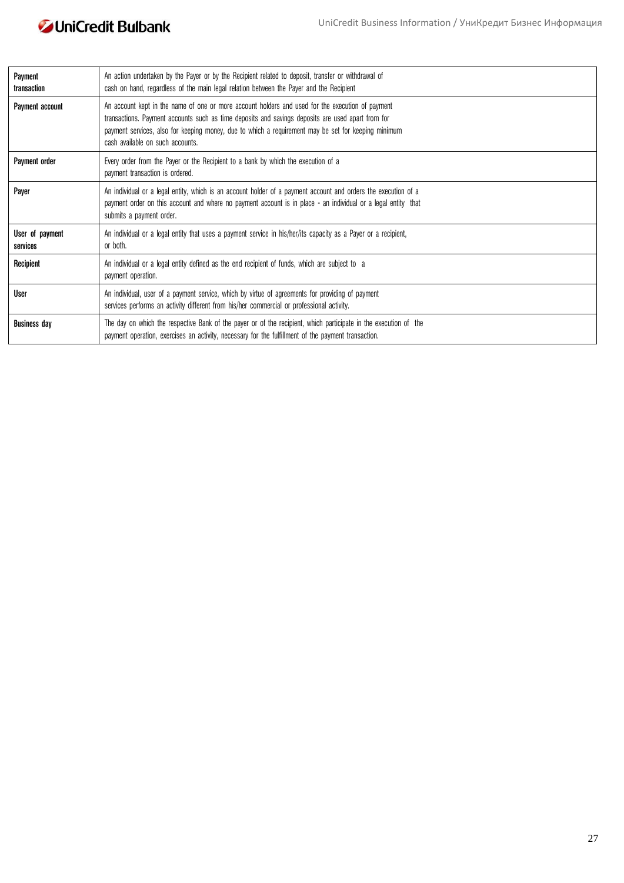| | |
|---|---|
| **Payment transaction** | An action undertaken by the Payer or by the Recipient related to deposit, transfer or withdrawal of cash on hand, regardless of the main legal relation between the Payer and the Recipient |
| **Payment account** | An account kept in the name of one or more account holders and used for the execution of payment transactions. Payment accounts such as time deposits and savings deposits are used apart from for payment services, also for keeping money, due to which a requirement may be set for keeping minimum cash available on such accounts. |
| **Payment order** | Every order from the Payer or the Recipient to a bank by which the execution of a payment transaction is ordered. |
| **Payer** | An individual or a legal entity, which is an account holder of a payment account and orders the execution of a payment order on this account and where no payment account is in place - an individual or a legal entity that submits a payment order. |
| **User of payment services** | An individual or a legal entity that uses a payment service in his/her/its capacity as a Payer or a recipient, or both. |
| **Recipient** | An individual or a legal entity defined as the end recipient of funds, which are subject to a payment operation. |
| **User** | An individual, user of a payment service, which by virtue of agreements for providing of payment services performs an activity different from his/her commercial or professional activity. |
| **Business day** | The day on which the respective Bank of the payer or of the recipient, which participate in the execution of the payment operation, exercises an activity, necessary for the fulfillment of the payment transaction. |